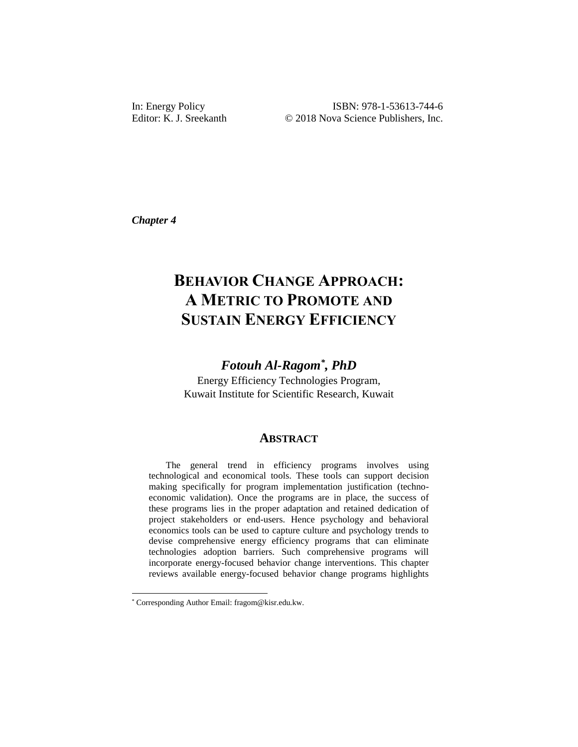In: Energy Policy
Editor: K. J. Sreekanth

ISBN: 978-1-53613-744-6
© 2018 Nova Science Publishers, Inc.

*Chapter 4*

# BEHAVIOR CHANGE APPROACH: A METRIC TO PROMOTE AND SUSTAIN ENERGY EFFICIENCY

***Fotouh Al-Ragom*[\*]*, PhD***

Energy Efficiency Technologies Program,
Kuwait Institute for Scientific Research, Kuwait

## ABSTRACT

The general trend in efficiency programs involves using technological and economical tools. These tools can support decision making specifically for program implementation justification (techno-economic validation). Once the programs are in place, the success of these programs lies in the proper adaptation and retained dedication of project stakeholders or end-users. Hence psychology and behavioral economics tools can be used to capture culture and psychology trends to devise comprehensive energy efficiency programs that can eliminate technologies adoption barriers. Such comprehensive programs will incorporate energy-focused behavior change interventions. This chapter reviews available energy-focused behavior change programs highlights

[\*] Corresponding Author Email: fragom@kisr.edu.kw.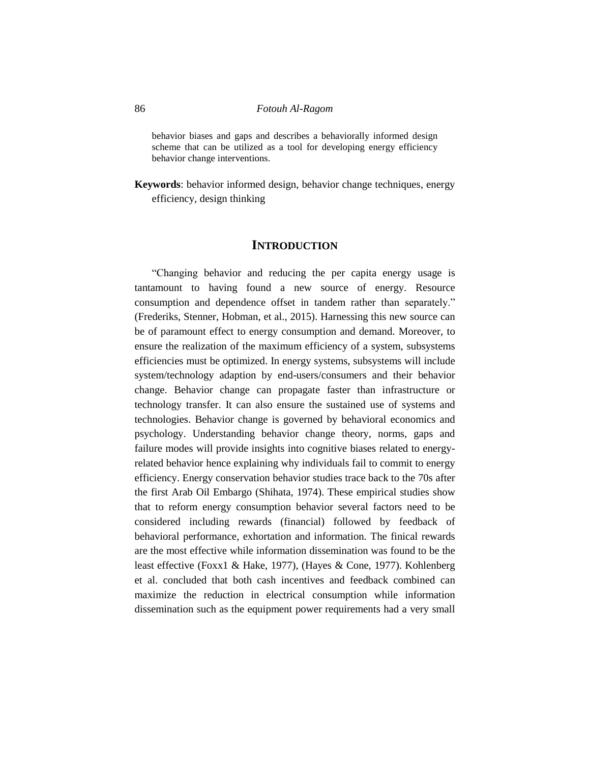behavior biases and gaps and describes a behaviorally informed design scheme that can be utilized as a tool for developing energy efficiency behavior change interventions.

**Keywords**: behavior informed design, behavior change techniques, energy efficiency, design thinking

## INTRODUCTION

"Changing behavior and reducing the per capita energy usage is tantamount to having found a new source of energy. Resource consumption and dependence offset in tandem rather than separately." (Frederiks, Stenner, Hobman, et al., 2015). Harnessing this new source can be of paramount effect to energy consumption and demand. Moreover, to ensure the realization of the maximum efficiency of a system, subsystems efficiencies must be optimized. In energy systems, subsystems will include system/technology adaption by end-users/consumers and their behavior change. Behavior change can propagate faster than infrastructure or technology transfer. It can also ensure the sustained use of systems and technologies. Behavior change is governed by behavioral economics and psychology. Understanding behavior change theory, norms, gaps and failure modes will provide insights into cognitive biases related to energy-related behavior hence explaining why individuals fail to commit to energy efficiency. Energy conservation behavior studies trace back to the 70s after the first Arab Oil Embargo (Shihata, 1974). These empirical studies show that to reform energy consumption behavior several factors need to be considered including rewards (financial) followed by feedback of behavioral performance, exhortation and information. The finical rewards are the most effective while information dissemination was found to be the least effective (Foxx1 & Hake, 1977), (Hayes & Cone, 1977). Kohlenberg et al. concluded that both cash incentives and feedback combined can maximize the reduction in electrical consumption while information dissemination such as the equipment power requirements had a very small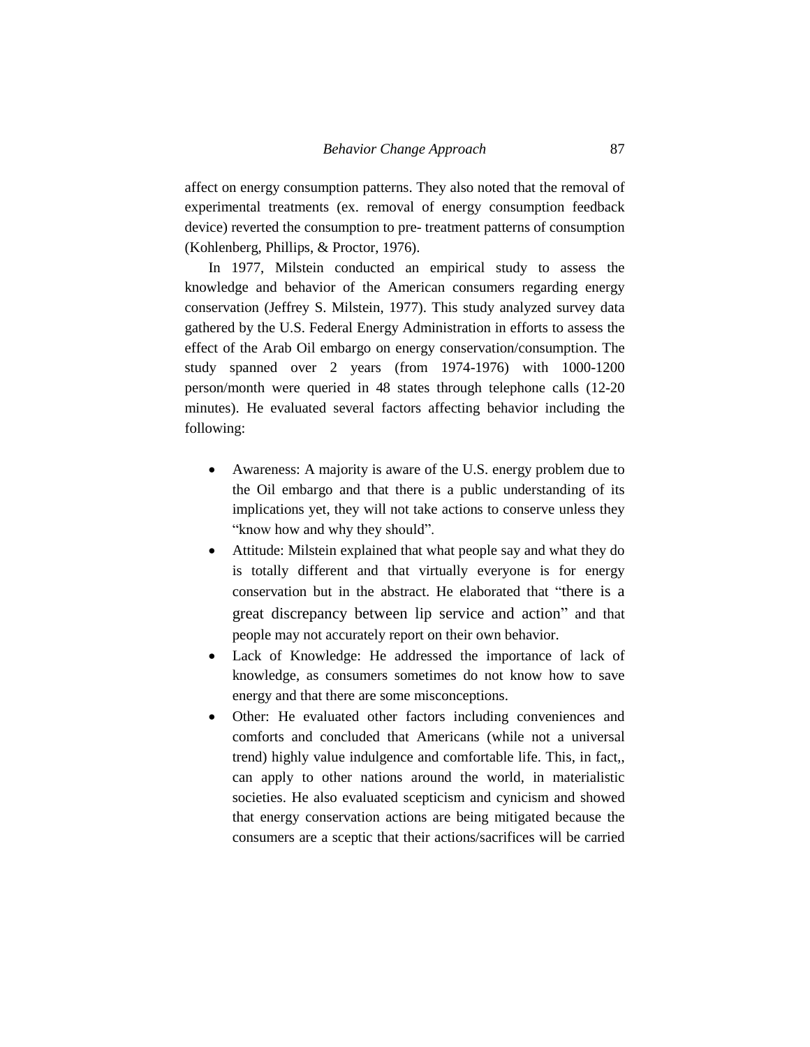affect on energy consumption patterns. They also noted that the removal of experimental treatments (ex. removal of energy consumption feedback device) reverted the consumption to pre- treatment patterns of consumption (Kohlenberg, Phillips, & Proctor, 1976).

In 1977, Milstein conducted an empirical study to assess the knowledge and behavior of the American consumers regarding energy conservation (Jeffrey S. Milstein, 1977). This study analyzed survey data gathered by the U.S. Federal Energy Administration in efforts to assess the effect of the Arab Oil embargo on energy conservation/consumption. The study spanned over 2 years (from 1974-1976) with 1000-1200 person/month were queried in 48 states through telephone calls (12-20 minutes). He evaluated several factors affecting behavior including the following:

- Awareness: A majority is aware of the U.S. energy problem due to the Oil embargo and that there is a public understanding of its implications yet, they will not take actions to conserve unless they "know how and why they should".
- Attitude: Milstein explained that what people say and what they do is totally different and that virtually everyone is for energy conservation but in the abstract. He elaborated that "there is a great discrepancy between lip service and action" and that people may not accurately report on their own behavior.
- Lack of Knowledge: He addressed the importance of lack of knowledge, as consumers sometimes do not know how to save energy and that there are some misconceptions.
- Other: He evaluated other factors including conveniences and comforts and concluded that Americans (while not a universal trend) highly value indulgence and comfortable life. This, in fact,, can apply to other nations around the world, in materialistic societies. He also evaluated scepticism and cynicism and showed that energy conservation actions are being mitigated because the consumers are a sceptic that their actions/sacrifices will be carried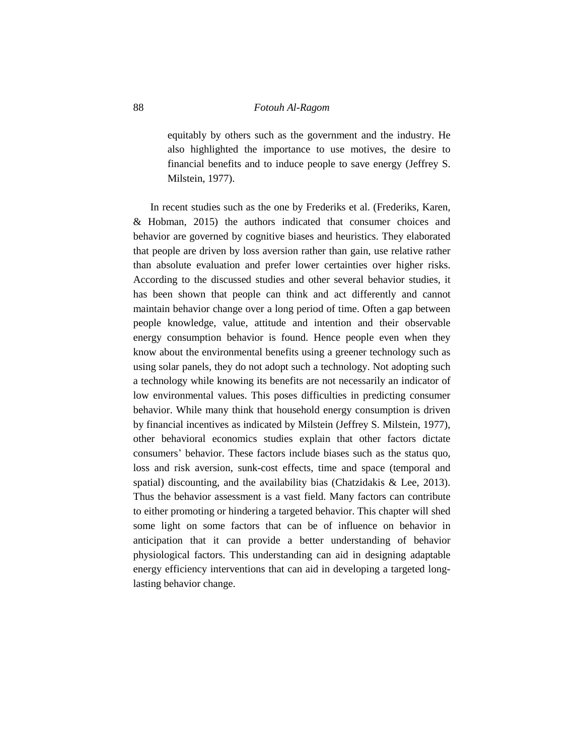> equitably by others such as the government and the industry. He also highlighted the importance to use motives, the desire to financial benefits and to induce people to save energy (Jeffrey S. Milstein, 1977).

In recent studies such as the one by Frederiks et al. (Frederiks, Karen, & Hobman, 2015) the authors indicated that consumer choices and behavior are governed by cognitive biases and heuristics. They elaborated that people are driven by loss aversion rather than gain, use relative rather than absolute evaluation and prefer lower certainties over higher risks. According to the discussed studies and other several behavior studies, it has been shown that people can think and act differently and cannot maintain behavior change over a long period of time. Often a gap between people knowledge, value, attitude and intention and their observable energy consumption behavior is found. Hence people even when they know about the environmental benefits using a greener technology such as using solar panels, they do not adopt such a technology. Not adopting such a technology while knowing its benefits are not necessarily an indicator of low environmental values. This poses difficulties in predicting consumer behavior. While many think that household energy consumption is driven by financial incentives as indicated by Milstein (Jeffrey S. Milstein, 1977), other behavioral economics studies explain that other factors dictate consumers' behavior. These factors include biases such as the status quo, loss and risk aversion, sunk-cost effects, time and space (temporal and spatial) discounting, and the availability bias (Chatzidakis & Lee, 2013). Thus the behavior assessment is a vast field. Many factors can contribute to either promoting or hindering a targeted behavior. This chapter will shed some light on some factors that can be of influence on behavior in anticipation that it can provide a better understanding of behavior physiological factors. This understanding can aid in designing adaptable energy efficiency interventions that can aid in developing a targeted long-lasting behavior change.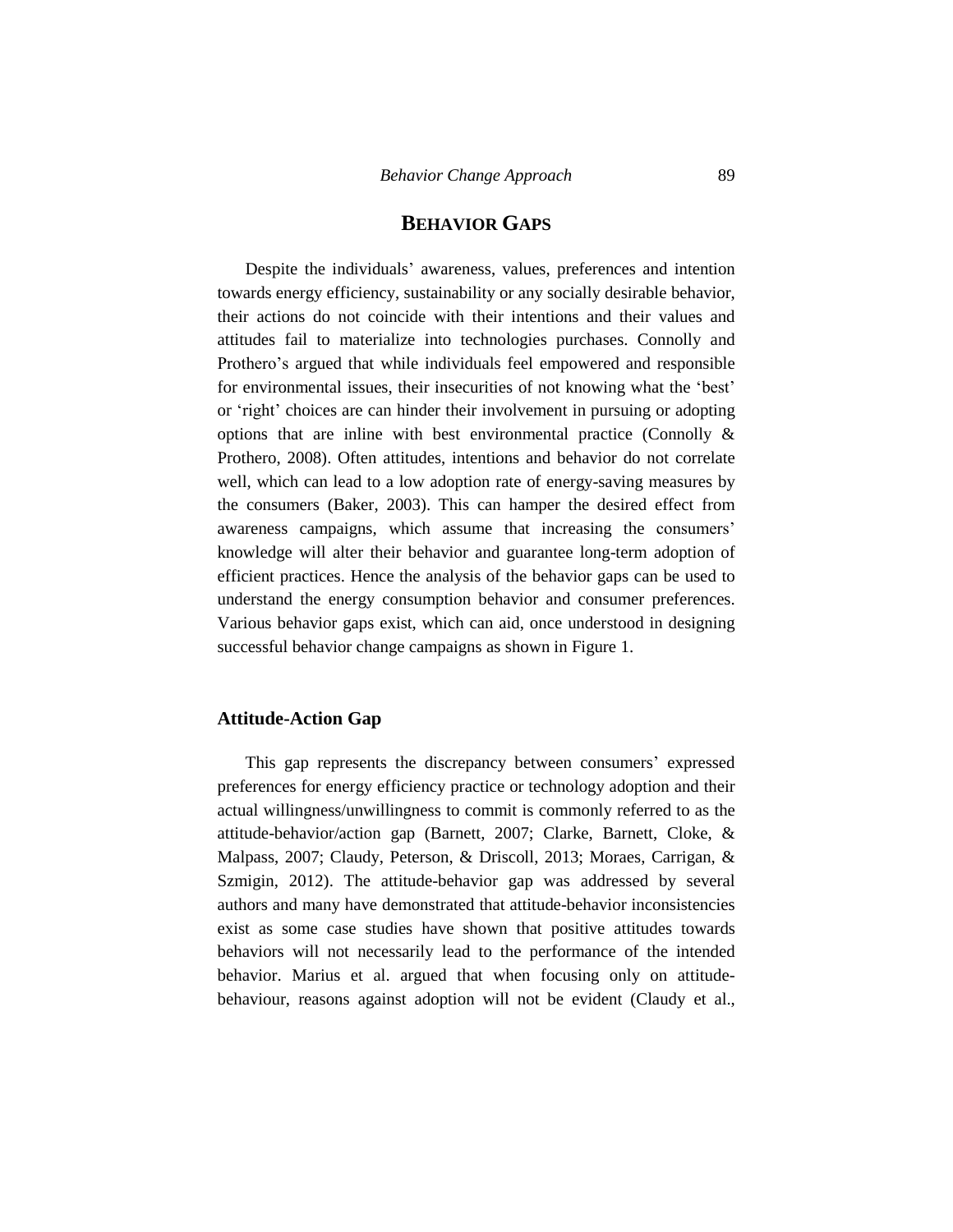## BEHAVIOR GAPS

Despite the individuals' awareness, values, preferences and intention towards energy efficiency, sustainability or any socially desirable behavior, their actions do not coincide with their intentions and their values and attitudes fail to materialize into technologies purchases. Connolly and Prothero's argued that while individuals feel empowered and responsible for environmental issues, their insecurities of not knowing what the 'best' or 'right' choices are can hinder their involvement in pursuing or adopting options that are inline with best environmental practice (Connolly & Prothero, 2008). Often attitudes, intentions and behavior do not correlate well, which can lead to a low adoption rate of energy-saving measures by the consumers (Baker, 2003). This can hamper the desired effect from awareness campaigns, which assume that increasing the consumers' knowledge will alter their behavior and guarantee long-term adoption of efficient practices. Hence the analysis of the behavior gaps can be used to understand the energy consumption behavior and consumer preferences. Various behavior gaps exist, which can aid, once understood in designing successful behavior change campaigns as shown in Figure 1.

### Attitude-Action Gap

This gap represents the discrepancy between consumers' expressed preferences for energy efficiency practice or technology adoption and their actual willingness/unwillingness to commit is commonly referred to as the attitude-behavior/action gap (Barnett, 2007; Clarke, Barnett, Cloke, & Malpass, 2007; Claudy, Peterson, & Driscoll, 2013; Moraes, Carrigan, & Szmigin, 2012). The attitude-behavior gap was addressed by several authors and many have demonstrated that attitude-behavior inconsistencies exist as some case studies have shown that positive attitudes towards behaviors will not necessarily lead to the performance of the intended behavior. Marius et al. argued that when focusing only on attitude-behaviour, reasons against adoption will not be evident (Claudy et al.,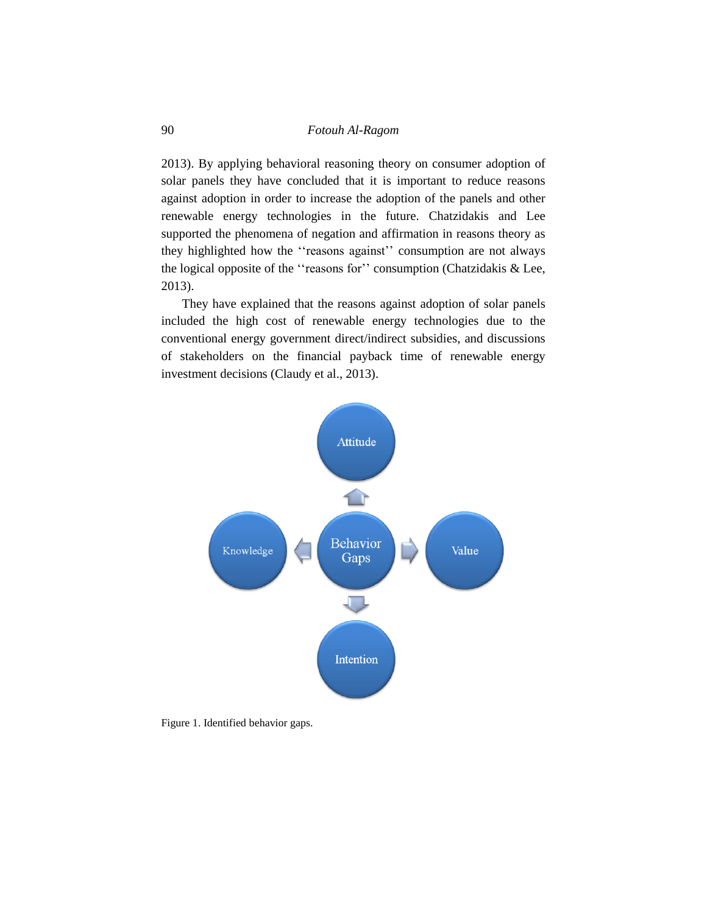2013). By applying behavioral reasoning theory on consumer adoption of solar panels they have concluded that it is important to reduce reasons against adoption in order to increase the adoption of the panels and other renewable energy technologies in the future. Chatzidakis and Lee supported the phenomena of negation and affirmation in reasons theory as they highlighted how the ''reasons against'' consumption are not always the logical opposite of the ''reasons for'' consumption (Chatzidakis & Lee, 2013).

They have explained that the reasons against adoption of solar panels included the high cost of renewable energy technologies due to the conventional energy government direct/indirect subsidies, and discussions of stakeholders on the financial payback time of renewable energy investment decisions (Claudy et al., 2013).

Attitude

Knowledge

Behavior Gaps

Value

Intention

Figure 1. Identified behavior gaps.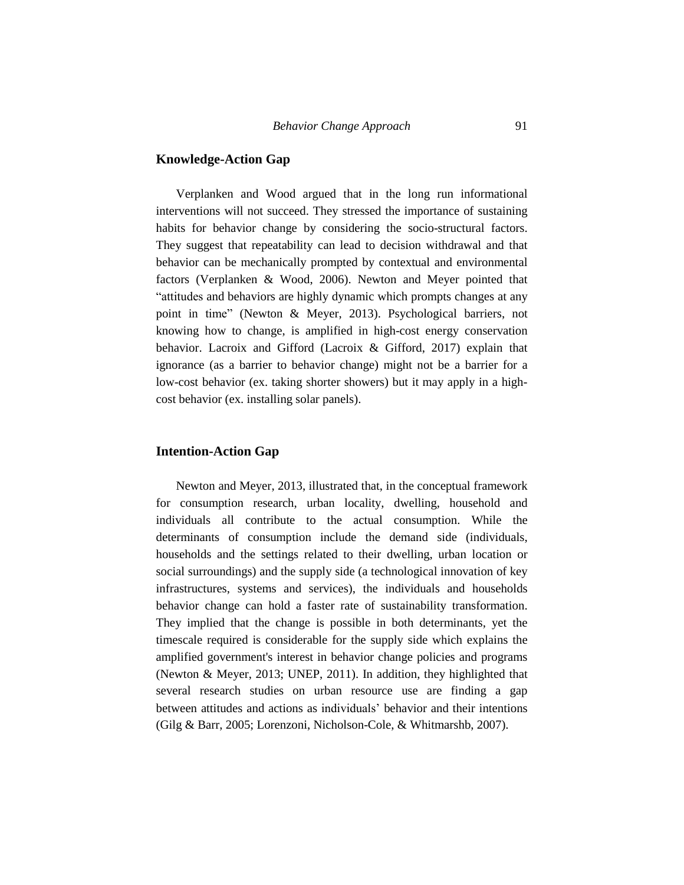## Knowledge-Action Gap

Verplanken and Wood argued that in the long run informational interventions will not succeed. They stressed the importance of sustaining habits for behavior change by considering the socio-structural factors. They suggest that repeatability can lead to decision withdrawal and that behavior can be mechanically prompted by contextual and environmental factors (Verplanken & Wood, 2006). Newton and Meyer pointed that "attitudes and behaviors are highly dynamic which prompts changes at any point in time" (Newton & Meyer, 2013). Psychological barriers, not knowing how to change, is amplified in high-cost energy conservation behavior. Lacroix and Gifford (Lacroix & Gifford, 2017) explain that ignorance (as a barrier to behavior change) might not be a barrier for a low-cost behavior (ex. taking shorter showers) but it may apply in a high-cost behavior (ex. installing solar panels).

## Intention-Action Gap

Newton and Meyer, 2013, illustrated that, in the conceptual framework for consumption research, urban locality, dwelling, household and individuals all contribute to the actual consumption. While the determinants of consumption include the demand side (individuals, households and the settings related to their dwelling, urban location or social surroundings) and the supply side (a technological innovation of key infrastructures, systems and services), the individuals and households behavior change can hold a faster rate of sustainability transformation. They implied that the change is possible in both determinants, yet the timescale required is considerable for the supply side which explains the amplified government's interest in behavior change policies and programs (Newton & Meyer, 2013; UNEP, 2011). In addition, they highlighted that several research studies on urban resource use are finding a gap between attitudes and actions as individuals' behavior and their intentions (Gilg & Barr, 2005; Lorenzoni, Nicholson-Cole, & Whitmarshb, 2007).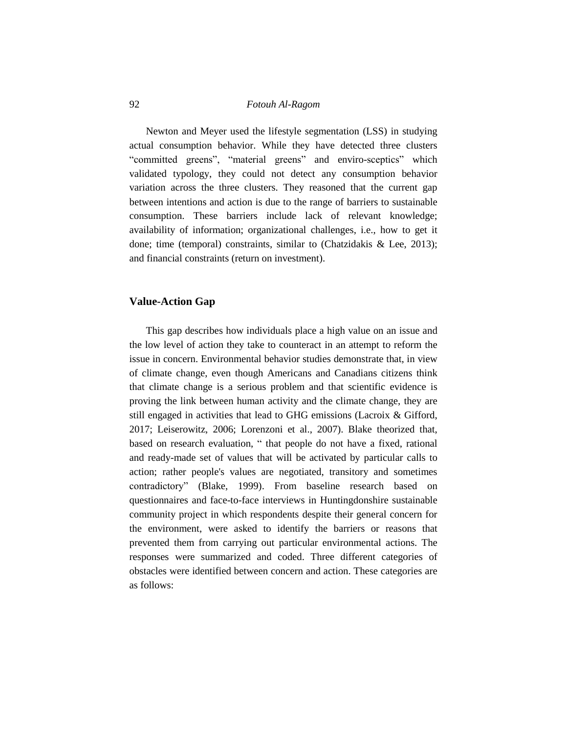Newton and Meyer used the lifestyle segmentation (LSS) in studying actual consumption behavior. While they have detected three clusters "committed greens", "material greens" and enviro-sceptics" which validated typology, they could not detect any consumption behavior variation across the three clusters. They reasoned that the current gap between intentions and action is due to the range of barriers to sustainable consumption. These barriers include lack of relevant knowledge; availability of information; organizational challenges, i.e., how to get it done; time (temporal) constraints, similar to (Chatzidakis & Lee, 2013); and financial constraints (return on investment).

## Value-Action Gap

This gap describes how individuals place a high value on an issue and the low level of action they take to counteract in an attempt to reform the issue in concern. Environmental behavior studies demonstrate that, in view of climate change, even though Americans and Canadians citizens think that climate change is a serious problem and that scientific evidence is proving the link between human activity and the climate change, they are still engaged in activities that lead to GHG emissions (Lacroix & Gifford, 2017; Leiserowitz, 2006; Lorenzoni et al., 2007). Blake theorized that, based on research evaluation, " that people do not have a fixed, rational and ready-made set of values that will be activated by particular calls to action; rather people's values are negotiated, transitory and sometimes contradictory" (Blake, 1999). From baseline research based on questionnaires and face-to-face interviews in Huntingdonshire sustainable community project in which respondents despite their general concern for the environment, were asked to identify the barriers or reasons that prevented them from carrying out particular environmental actions. The responses were summarized and coded. Three different categories of obstacles were identified between concern and action. These categories are as follows: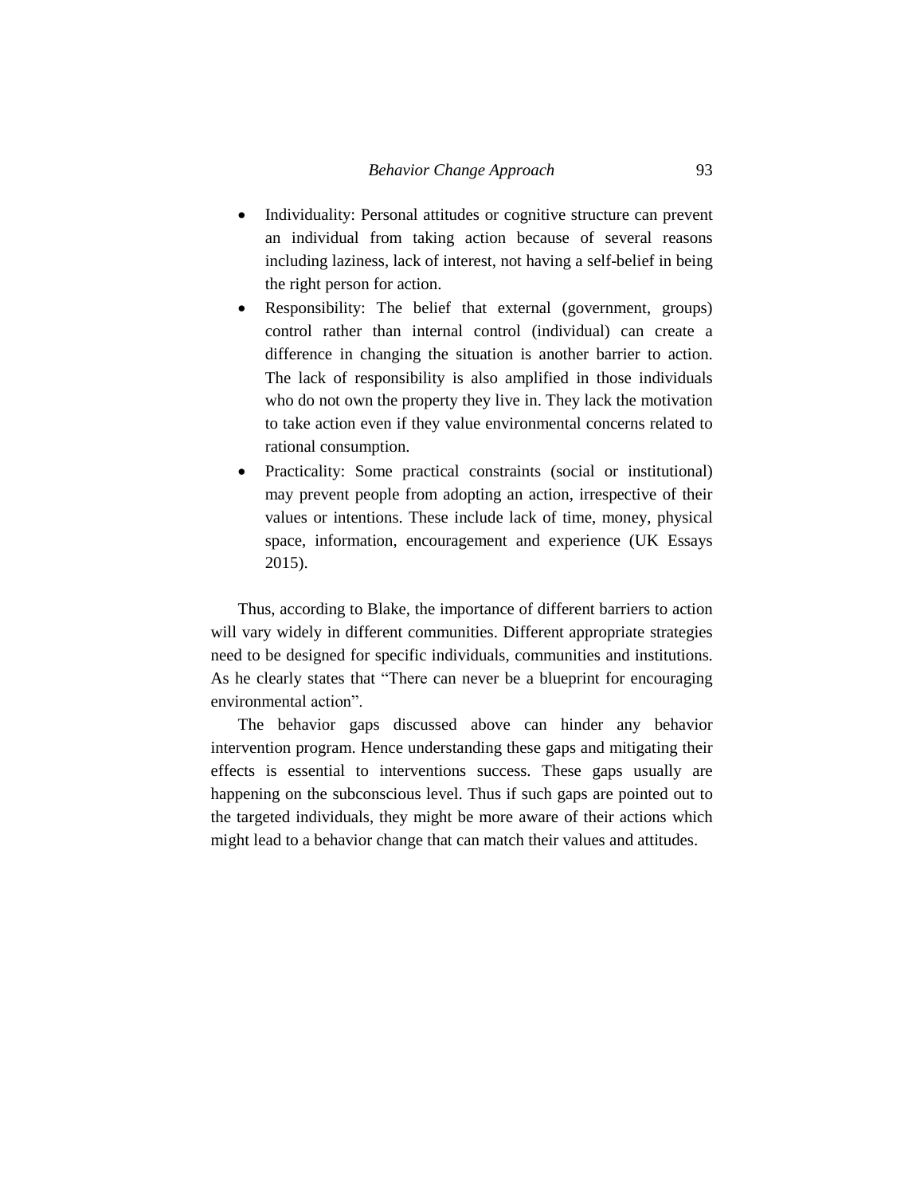- Individuality: Personal attitudes or cognitive structure can prevent an individual from taking action because of several reasons including laziness, lack of interest, not having a self-belief in being the right person for action.
- Responsibility: The belief that external (government, groups) control rather than internal control (individual) can create a difference in changing the situation is another barrier to action. The lack of responsibility is also amplified in those individuals who do not own the property they live in. They lack the motivation to take action even if they value environmental concerns related to rational consumption.
- Practicality: Some practical constraints (social or institutional) may prevent people from adopting an action, irrespective of their values or intentions. These include lack of time, money, physical space, information, encouragement and experience (UK Essays 2015).

Thus, according to Blake, the importance of different barriers to action will vary widely in different communities. Different appropriate strategies need to be designed for specific individuals, communities and institutions. As he clearly states that "There can never be a blueprint for encouraging environmental action".

The behavior gaps discussed above can hinder any behavior intervention program. Hence understanding these gaps and mitigating their effects is essential to interventions success. These gaps usually are happening on the subconscious level. Thus if such gaps are pointed out to the targeted individuals, they might be more aware of their actions which might lead to a behavior change that can match their values and attitudes.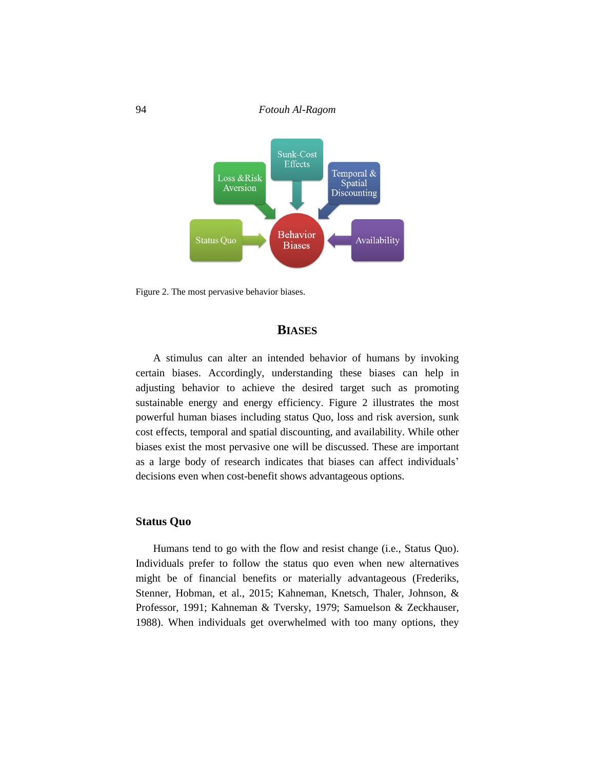Sunk-Cost Effects

Loss &Risk Aversion

Temporal & Spatial Discounting

Status Quo

Behavior Biases

Availability

Figure 2. The most pervasive behavior biases.

## BIASES

A stimulus can alter an intended behavior of humans by invoking certain biases. Accordingly, understanding these biases can help in adjusting behavior to achieve the desired target such as promoting sustainable energy and energy efficiency. Figure 2 illustrates the most powerful human biases including status Quo, loss and risk aversion, sunk cost effects, temporal and spatial discounting, and availability. While other biases exist the most pervasive one will be discussed. These are important as a large body of research indicates that biases can affect individuals' decisions even when cost-benefit shows advantageous options.

### Status Quo

Humans tend to go with the flow and resist change (i.e., Status Quo). Individuals prefer to follow the status quo even when new alternatives might be of financial benefits or materially advantageous (Frederiks, Stenner, Hobman, et al., 2015; Kahneman, Knetsch, Thaler, Johnson, & Professor, 1991; Kahneman & Tversky, 1979; Samuelson & Zeckhauser, 1988). When individuals get overwhelmed with too many options, they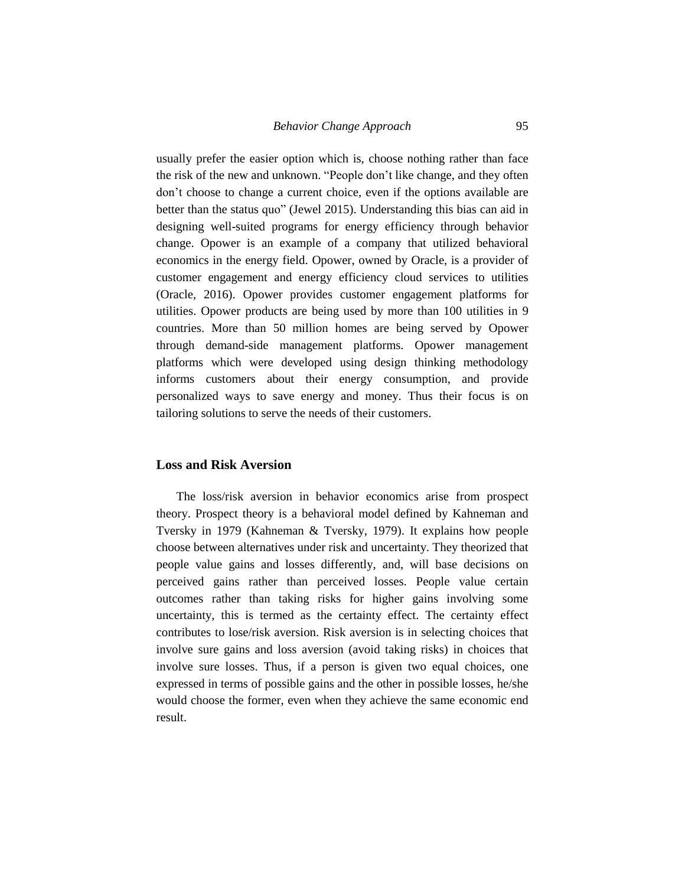usually prefer the easier option which is, choose nothing rather than face the risk of the new and unknown. "People don't like change, and they often don't choose to change a current choice, even if the options available are better than the status quo" (Jewel 2015). Understanding this bias can aid in designing well-suited programs for energy efficiency through behavior change. Opower is an example of a company that utilized behavioral economics in the energy field. Opower, owned by Oracle, is a provider of customer engagement and energy efficiency cloud services to utilities (Oracle, 2016). Opower provides customer engagement platforms for utilities. Opower products are being used by more than 100 utilities in 9 countries. More than 50 million homes are being served by Opower through demand-side management platforms. Opower management platforms which were developed using design thinking methodology informs customers about their energy consumption, and provide personalized ways to save energy and money. Thus their focus is on tailoring solutions to serve the needs of their customers.

## Loss and Risk Aversion

The loss/risk aversion in behavior economics arise from prospect theory. Prospect theory is a behavioral model defined by Kahneman and Tversky in 1979 (Kahneman & Tversky, 1979). It explains how people choose between alternatives under risk and uncertainty. They theorized that people value gains and losses differently, and, will base decisions on perceived gains rather than perceived losses. People value certain outcomes rather than taking risks for higher gains involving some uncertainty, this is termed as the certainty effect. The certainty effect contributes to lose/risk aversion. Risk aversion is in selecting choices that involve sure gains and loss aversion (avoid taking risks) in choices that involve sure losses. Thus, if a person is given two equal choices, one expressed in terms of possible gains and the other in possible losses, he/she would choose the former, even when they achieve the same economic end result.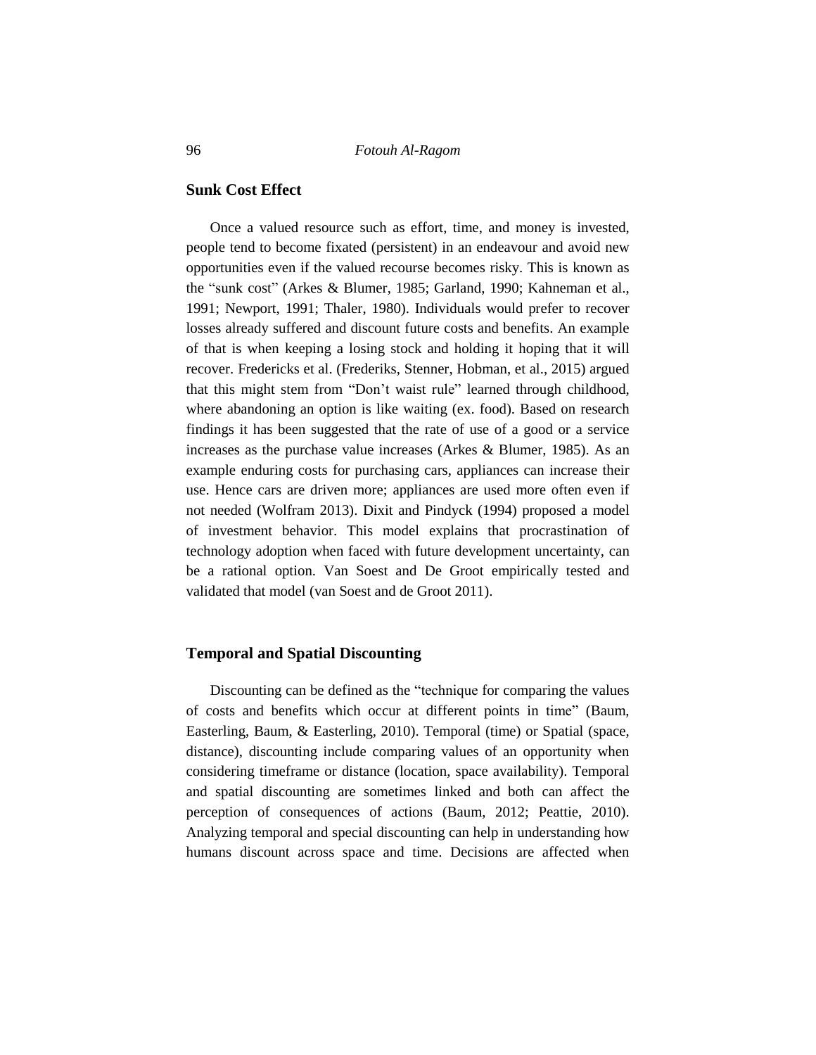## Sunk Cost Effect

Once a valued resource such as effort, time, and money is invested, people tend to become fixated (persistent) in an endeavour and avoid new opportunities even if the valued recourse becomes risky. This is known as the "sunk cost" (Arkes & Blumer, 1985; Garland, 1990; Kahneman et al., 1991; Newport, 1991; Thaler, 1980). Individuals would prefer to recover losses already suffered and discount future costs and benefits. An example of that is when keeping a losing stock and holding it hoping that it will recover. Fredericks et al. (Frederiks, Stenner, Hobman, et al., 2015) argued that this might stem from "Don't waist rule" learned through childhood, where abandoning an option is like waiting (ex. food). Based on research findings it has been suggested that the rate of use of a good or a service increases as the purchase value increases (Arkes & Blumer, 1985). As an example enduring costs for purchasing cars, appliances can increase their use. Hence cars are driven more; appliances are used more often even if not needed (Wolfram 2013). Dixit and Pindyck (1994) proposed a model of investment behavior. This model explains that procrastination of technology adoption when faced with future development uncertainty, can be a rational option. Van Soest and De Groot empirically tested and validated that model (van Soest and de Groot 2011).

## Temporal and Spatial Discounting

Discounting can be defined as the "technique for comparing the values of costs and benefits which occur at different points in time" (Baum, Easterling, Baum, & Easterling, 2010). Temporal (time) or Spatial (space, distance), discounting include comparing values of an opportunity when considering timeframe or distance (location, space availability). Temporal and spatial discounting are sometimes linked and both can affect the perception of consequences of actions (Baum, 2012; Peattie, 2010). Analyzing temporal and special discounting can help in understanding how humans discount across space and time. Decisions are affected when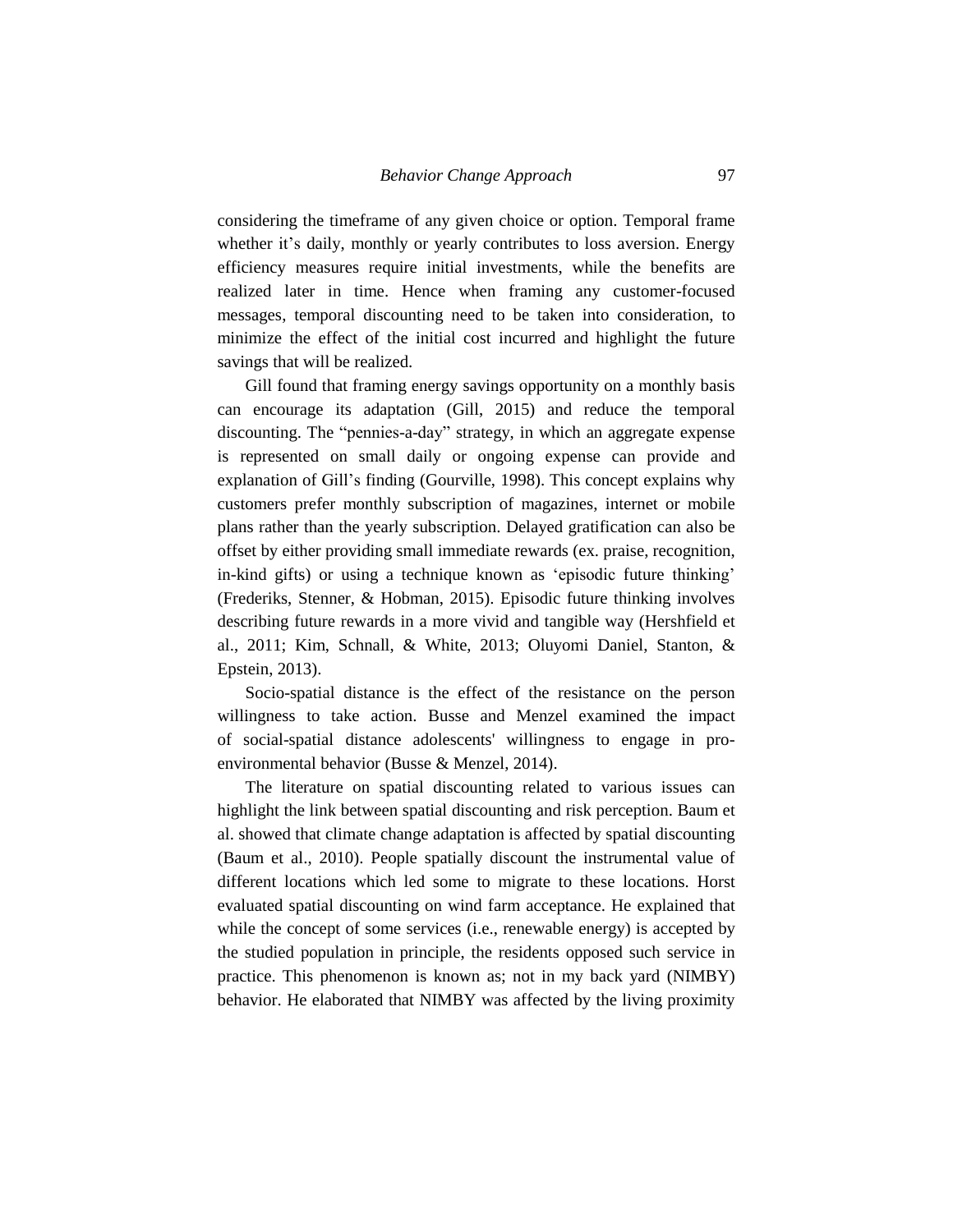considering the timeframe of any given choice or option. Temporal frame whether it's daily, monthly or yearly contributes to loss aversion. Energy efficiency measures require initial investments, while the benefits are realized later in time. Hence when framing any customer-focused messages, temporal discounting need to be taken into consideration, to minimize the effect of the initial cost incurred and highlight the future savings that will be realized.

Gill found that framing energy savings opportunity on a monthly basis can encourage its adaptation (Gill, 2015) and reduce the temporal discounting. The "pennies-a-day" strategy, in which an aggregate expense is represented on small daily or ongoing expense can provide and explanation of Gill's finding (Gourville, 1998). This concept explains why customers prefer monthly subscription of magazines, internet or mobile plans rather than the yearly subscription. Delayed gratification can also be offset by either providing small immediate rewards (ex. praise, recognition, in-kind gifts) or using a technique known as 'episodic future thinking' (Frederiks, Stenner, & Hobman, 2015). Episodic future thinking involves describing future rewards in a more vivid and tangible way (Hershfield et al., 2011; Kim, Schnall, & White, 2013; Oluyomi Daniel, Stanton, & Epstein, 2013).

Socio-spatial distance is the effect of the resistance on the person willingness to take action. Busse and Menzel examined the impact of social-spatial distance adolescents' willingness to engage in pro-environmental behavior (Busse & Menzel, 2014).

The literature on spatial discounting related to various issues can highlight the link between spatial discounting and risk perception. Baum et al. showed that climate change adaptation is affected by spatial discounting (Baum et al., 2010). People spatially discount the instrumental value of different locations which led some to migrate to these locations. Horst evaluated spatial discounting on wind farm acceptance. He explained that while the concept of some services (i.e., renewable energy) is accepted by the studied population in principle, the residents opposed such service in practice. This phenomenon is known as; not in my back yard (NIMBY) behavior. He elaborated that NIMBY was affected by the living proximity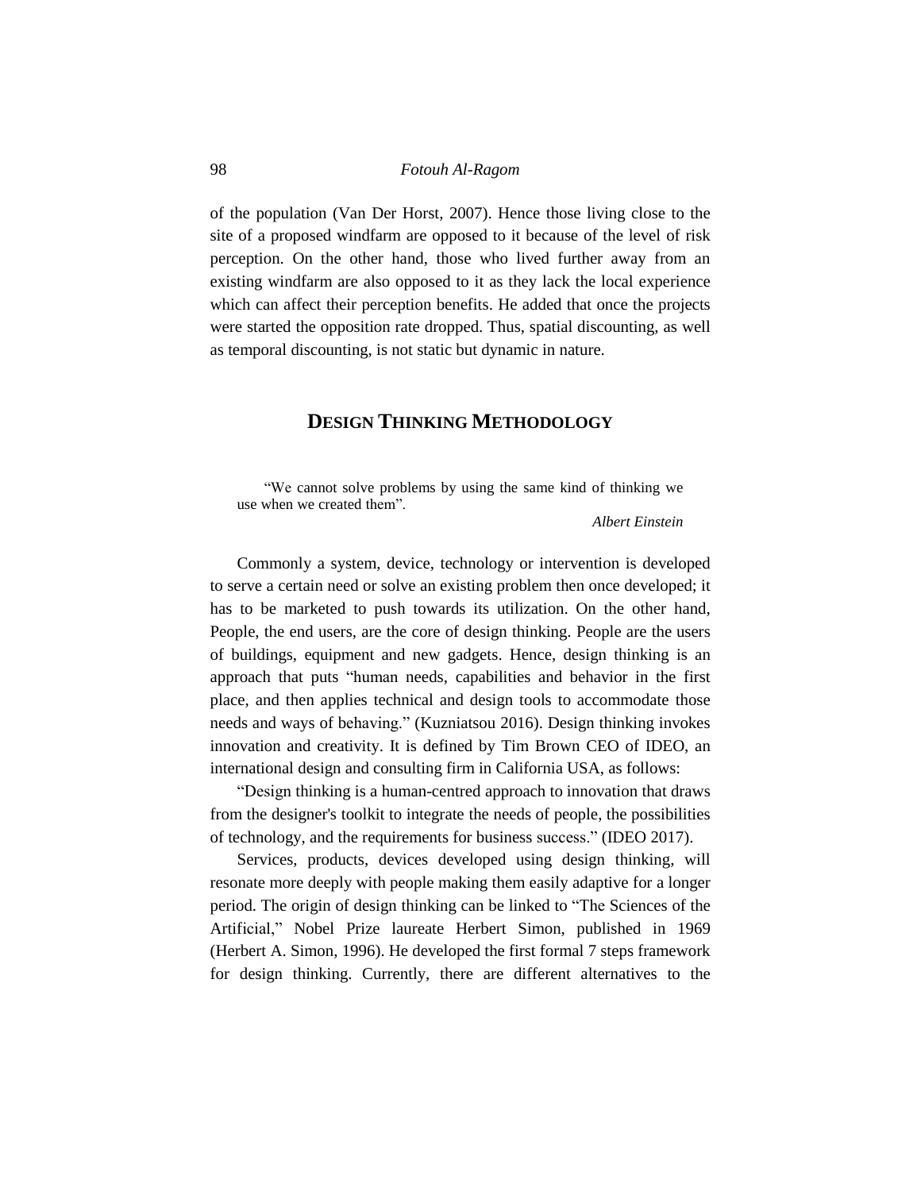of the population (Van Der Horst, 2007). Hence those living close to the site of a proposed windfarm are opposed to it because of the level of risk perception. On the other hand, those who lived further away from an existing windfarm are also opposed to it as they lack the local experience which can affect their perception benefits. He added that once the projects were started the opposition rate dropped. Thus, spatial discounting, as well as temporal discounting, is not static but dynamic in nature.

## DESIGN THINKING METHODOLOGY

> "We cannot solve problems by using the same kind of thinking we use when we created them".
>
> *Albert Einstein*

Commonly a system, device, technology or intervention is developed to serve a certain need or solve an existing problem then once developed; it has to be marketed to push towards its utilization. On the other hand, People, the end users, are the core of design thinking. People are the users of buildings, equipment and new gadgets. Hence, design thinking is an approach that puts "human needs, capabilities and behavior in the first place, and then applies technical and design tools to accommodate those needs and ways of behaving." (Kuzniatsou 2016). Design thinking invokes innovation and creativity. It is defined by Tim Brown CEO of IDEO, an international design and consulting firm in California USA, as follows:

"Design thinking is a human-centred approach to innovation that draws from the designer's toolkit to integrate the needs of people, the possibilities of technology, and the requirements for business success." (IDEO 2017).

Services, products, devices developed using design thinking, will resonate more deeply with people making them easily adaptive for a longer period. The origin of design thinking can be linked to "The Sciences of the Artificial," Nobel Prize laureate Herbert Simon, published in 1969 (Herbert A. Simon, 1996). He developed the first formal 7 steps framework for design thinking. Currently, there are different alternatives to the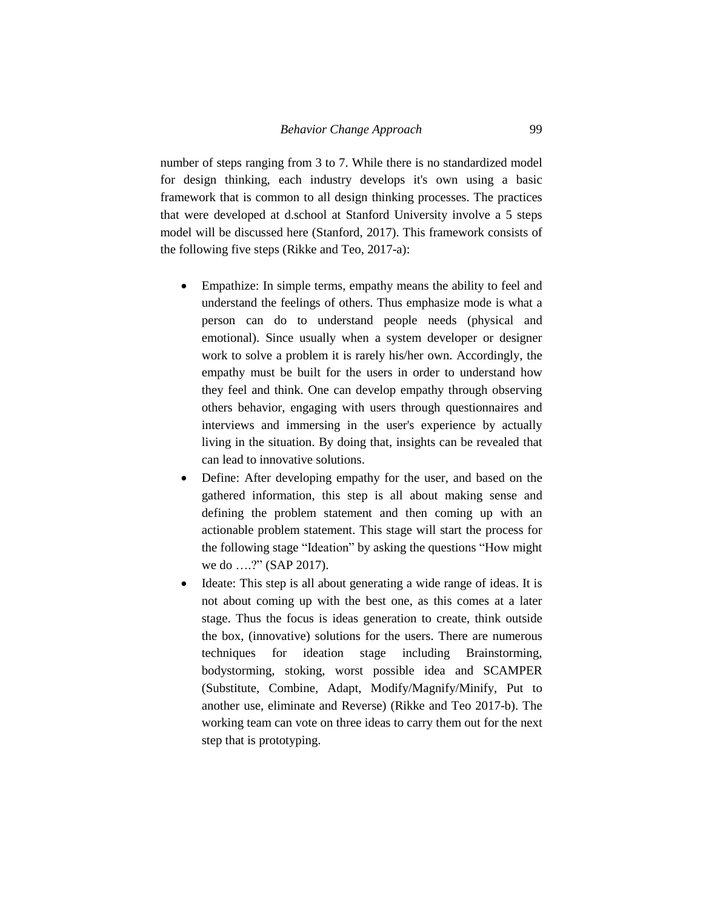number of steps ranging from 3 to 7. While there is no standardized model for design thinking, each industry develops it's own using a basic framework that is common to all design thinking processes. The practices that were developed at d.school at Stanford University involve a 5 steps model will be discussed here (Stanford, 2017). This framework consists of the following five steps (Rikke and Teo, 2017-a):

- Empathize: In simple terms, empathy means the ability to feel and understand the feelings of others. Thus emphasize mode is what a person can do to understand people needs (physical and emotional). Since usually when a system developer or designer work to solve a problem it is rarely his/her own. Accordingly, the empathy must be built for the users in order to understand how they feel and think. One can develop empathy through observing others behavior, engaging with users through questionnaires and interviews and immersing in the user's experience by actually living in the situation. By doing that, insights can be revealed that can lead to innovative solutions.
- Define: After developing empathy for the user, and based on the gathered information, this step is all about making sense and defining the problem statement and then coming up with an actionable problem statement. This stage will start the process for the following stage "Ideation" by asking the questions "How might we do ….?" (SAP 2017).
- Ideate: This step is all about generating a wide range of ideas. It is not about coming up with the best one, as this comes at a later stage. Thus the focus is ideas generation to create, think outside the box, (innovative) solutions for the users. There are numerous techniques for ideation stage including Brainstorming, bodystorming, stoking, worst possible idea and SCAMPER (Substitute, Combine, Adapt, Modify/Magnify/Minify, Put to another use, eliminate and Reverse) (Rikke and Teo 2017-b). The working team can vote on three ideas to carry them out for the next step that is prototyping.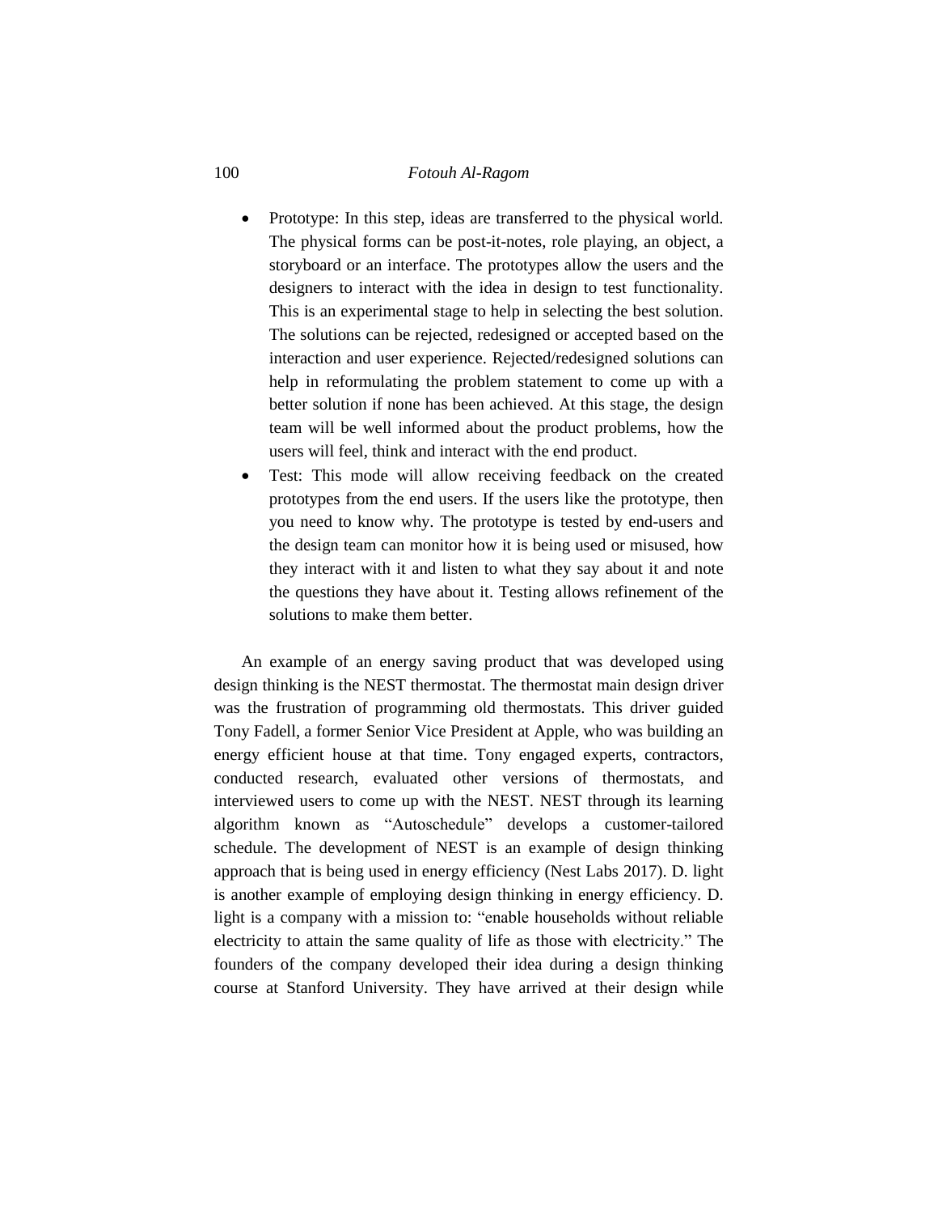- Prototype: In this step, ideas are transferred to the physical world. The physical forms can be post-it-notes, role playing, an object, a storyboard or an interface. The prototypes allow the users and the designers to interact with the idea in design to test functionality. This is an experimental stage to help in selecting the best solution. The solutions can be rejected, redesigned or accepted based on the interaction and user experience. Rejected/redesigned solutions can help in reformulating the problem statement to come up with a better solution if none has been achieved. At this stage, the design team will be well informed about the product problems, how the users will feel, think and interact with the end product.
- Test: This mode will allow receiving feedback on the created prototypes from the end users. If the users like the prototype, then you need to know why. The prototype is tested by end-users and the design team can monitor how it is being used or misused, how they interact with it and listen to what they say about it and note the questions they have about it. Testing allows refinement of the solutions to make them better.

An example of an energy saving product that was developed using design thinking is the NEST thermostat. The thermostat main design driver was the frustration of programming old thermostats. This driver guided Tony Fadell, a former Senior Vice President at Apple, who was building an energy efficient house at that time. Tony engaged experts, contractors, conducted research, evaluated other versions of thermostats, and interviewed users to come up with the NEST. NEST through its learning algorithm known as "Autoschedule" develops a customer-tailored schedule. The development of NEST is an example of design thinking approach that is being used in energy efficiency (Nest Labs 2017). D. light is another example of employing design thinking in energy efficiency. D. light is a company with a mission to: "enable households without reliable electricity to attain the same quality of life as those with electricity." The founders of the company developed their idea during a design thinking course at Stanford University. They have arrived at their design while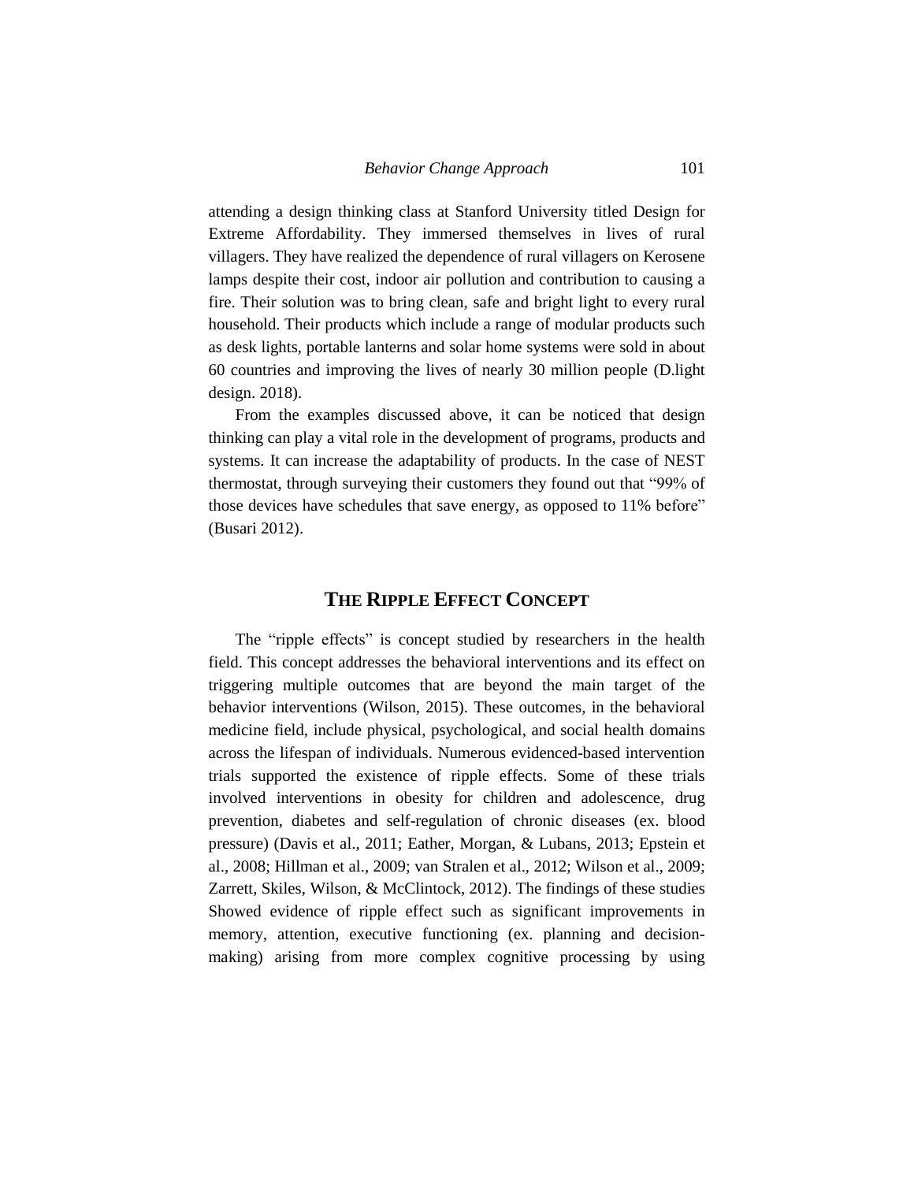attending a design thinking class at Stanford University titled Design for Extreme Affordability. They immersed themselves in lives of rural villagers. They have realized the dependence of rural villagers on Kerosene lamps despite their cost, indoor air pollution and contribution to causing a fire. Their solution was to bring clean, safe and bright light to every rural household. Their products which include a range of modular products such as desk lights, portable lanterns and solar home systems were sold in about 60 countries and improving the lives of nearly 30 million people (D.light design. 2018).

From the examples discussed above, it can be noticed that design thinking can play a vital role in the development of programs, products and systems. It can increase the adaptability of products. In the case of NEST thermostat, through surveying their customers they found out that "99% of those devices have schedules that save energy, as opposed to 11% before" (Busari 2012).

## THE RIPPLE EFFECT CONCEPT

The "ripple effects" is concept studied by researchers in the health field. This concept addresses the behavioral interventions and its effect on triggering multiple outcomes that are beyond the main target of the behavior interventions (Wilson, 2015). These outcomes, in the behavioral medicine field, include physical, psychological, and social health domains across the lifespan of individuals. Numerous evidenced-based intervention trials supported the existence of ripple effects. Some of these trials involved interventions in obesity for children and adolescence, drug prevention, diabetes and self-regulation of chronic diseases (ex. blood pressure) (Davis et al., 2011; Eather, Morgan, & Lubans, 2013; Epstein et al., 2008; Hillman et al., 2009; van Stralen et al., 2012; Wilson et al., 2009; Zarrett, Skiles, Wilson, & McClintock, 2012). The findings of these studies Showed evidence of ripple effect such as significant improvements in memory, attention, executive functioning (ex. planning and decision-making) arising from more complex cognitive processing by using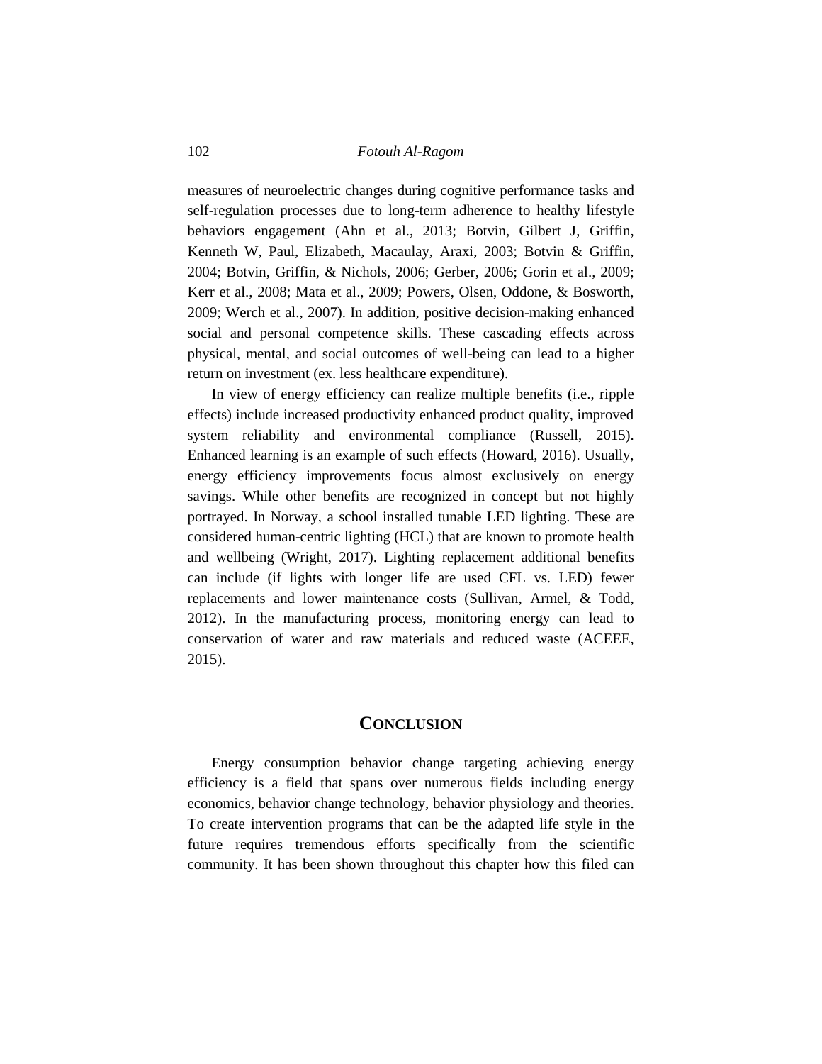measures of neuroelectric changes during cognitive performance tasks and self-regulation processes due to long-term adherence to healthy lifestyle behaviors engagement (Ahn et al., 2013; Botvin, Gilbert J, Griffin, Kenneth W, Paul, Elizabeth, Macaulay, Araxi, 2003; Botvin & Griffin, 2004; Botvin, Griffin, & Nichols, 2006; Gerber, 2006; Gorin et al., 2009; Kerr et al., 2008; Mata et al., 2009; Powers, Olsen, Oddone, & Bosworth, 2009; Werch et al., 2007). In addition, positive decision-making enhanced social and personal competence skills. These cascading effects across physical, mental, and social outcomes of well-being can lead to a higher return on investment (ex. less healthcare expenditure).

In view of energy efficiency can realize multiple benefits (i.e., ripple effects) include increased productivity enhanced product quality, improved system reliability and environmental compliance (Russell, 2015). Enhanced learning is an example of such effects (Howard, 2016). Usually, energy efficiency improvements focus almost exclusively on energy savings. While other benefits are recognized in concept but not highly portrayed. In Norway, a school installed tunable LED lighting. These are considered human-centric lighting (HCL) that are known to promote health and wellbeing (Wright, 2017). Lighting replacement additional benefits can include (if lights with longer life are used CFL vs. LED) fewer replacements and lower maintenance costs (Sullivan, Armel, & Todd, 2012). In the manufacturing process, monitoring energy can lead to conservation of water and raw materials and reduced waste (ACEEE, 2015).

## Conclusion

Energy consumption behavior change targeting achieving energy efficiency is a field that spans over numerous fields including energy economics, behavior change technology, behavior physiology and theories. To create intervention programs that can be the adapted life style in the future requires tremendous efforts specifically from the scientific community. It has been shown throughout this chapter how this filed can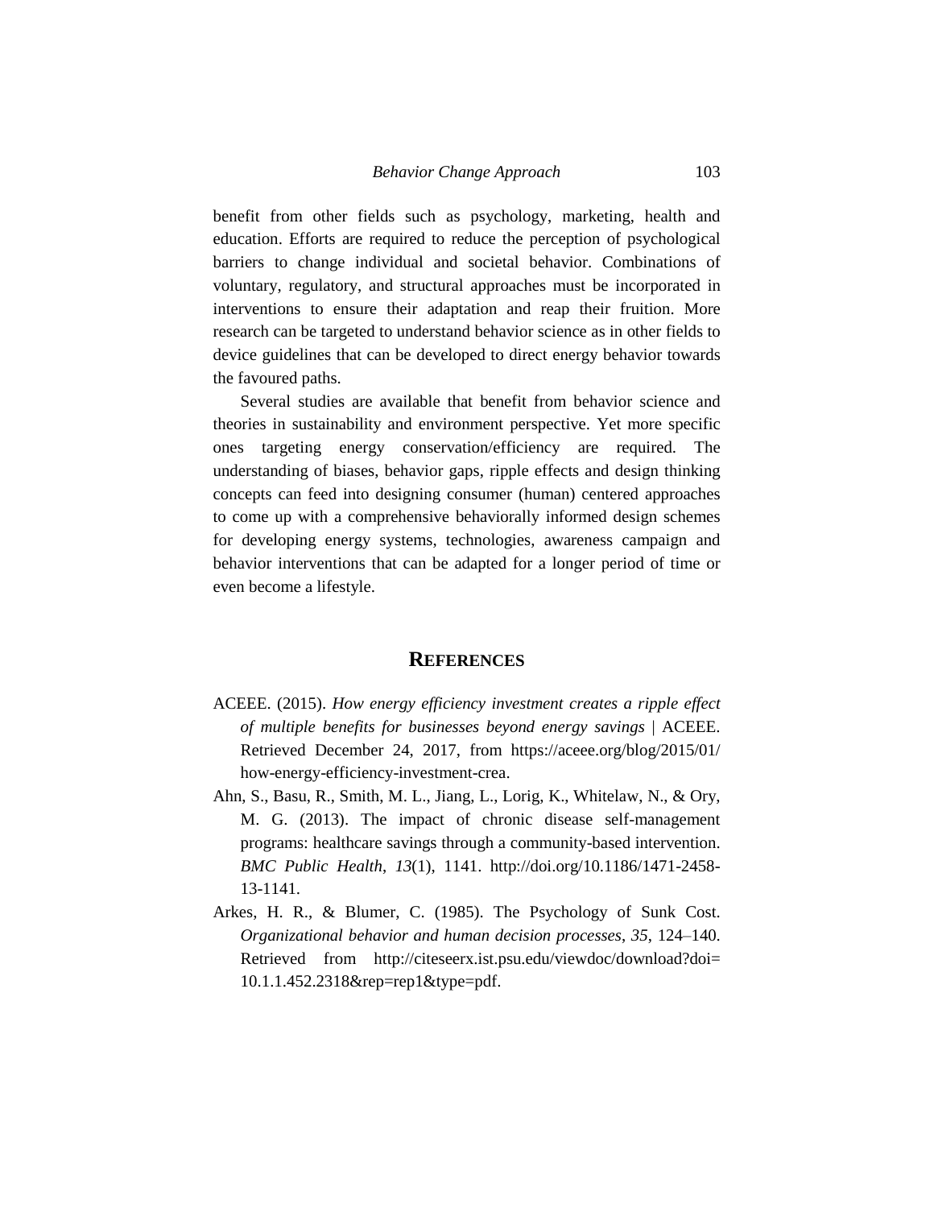benefit from other fields such as psychology, marketing, health and education. Efforts are required to reduce the perception of psychological barriers to change individual and societal behavior. Combinations of voluntary, regulatory, and structural approaches must be incorporated in interventions to ensure their adaptation and reap their fruition. More research can be targeted to understand behavior science as in other fields to device guidelines that can be developed to direct energy behavior towards the favoured paths.

Several studies are available that benefit from behavior science and theories in sustainability and environment perspective. Yet more specific ones targeting energy conservation/efficiency are required. The understanding of biases, behavior gaps, ripple effects and design thinking concepts can feed into designing consumer (human) centered approaches to come up with a comprehensive behaviorally informed design schemes for developing energy systems, technologies, awareness campaign and behavior interventions that can be adapted for a longer period of time or even become a lifestyle.

## REFERENCES

ACEEE. (2015). *How energy efficiency investment creates a ripple effect of multiple benefits for businesses beyond energy savings* | ACEEE. Retrieved December 24, 2017, from https://aceee.org/blog/2015/01/how-energy-efficiency-investment-crea.

Ahn, S., Basu, R., Smith, M. L., Jiang, L., Lorig, K., Whitelaw, N., & Ory, M. G. (2013). The impact of chronic disease self-management programs: healthcare savings through a community-based intervention. *BMC Public Health*, *13*(1), 1141. http://doi.org/10.1186/1471-2458-13-1141.

Arkes, H. R., & Blumer, C. (1985). The Psychology of Sunk Cost. *Organizational behavior and human decision processes*, *35*, 124–140. Retrieved from http://citeseerx.ist.psu.edu/viewdoc/download?doi=10.1.1.452.2318&rep=rep1&type=pdf.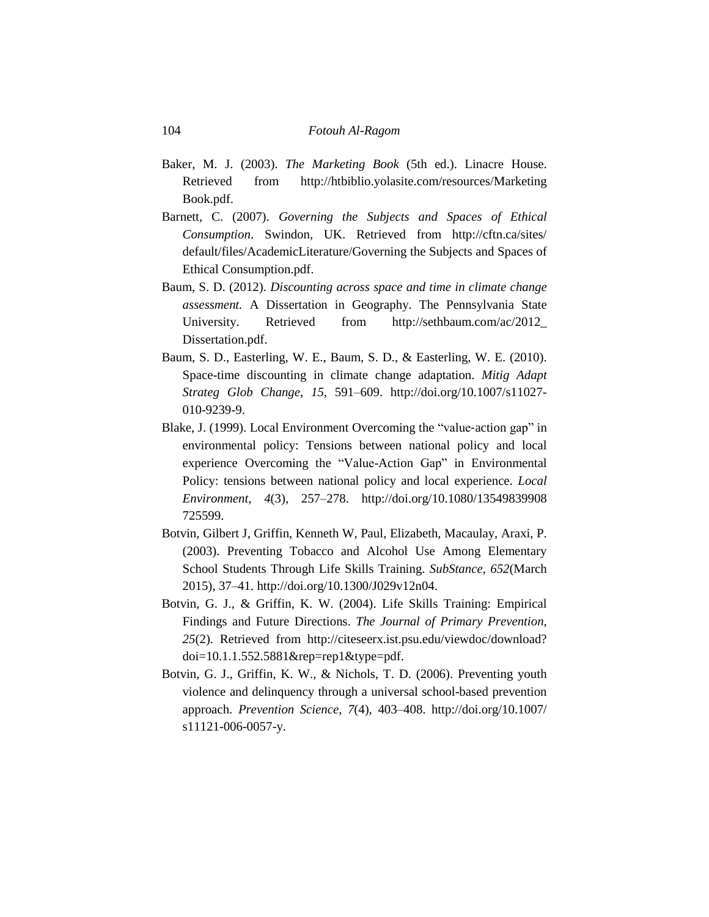Baker, M. J. (2003). *The Marketing Book* (5th ed.). Linacre House. Retrieved from http://htbiblio.yolasite.com/resources/Marketing Book.pdf.

Barnett, C. (2007). *Governing the Subjects and Spaces of Ethical Consumption*. Swindon, UK. Retrieved from http://cftn.ca/sites/default/files/AcademicLiterature/Governing the Subjects and Spaces of Ethical Consumption.pdf.

Baum, S. D. (2012). *Discounting across space and time in climate change assessment.* A Dissertation in Geography. The Pennsylvania State University. Retrieved from http://sethbaum.com/ac/2012_Dissertation.pdf.

Baum, S. D., Easterling, W. E., Baum, S. D., & Easterling, W. E. (2010). Space-time discounting in climate change adaptation. *Mitig Adapt Strateg Glob Change*, *15*, 591–609. http://doi.org/10.1007/s11027-010-9239-9.

Blake, J. (1999). Local Environment Overcoming the "value-action gap" in environmental policy: Tensions between national policy and local experience Overcoming the "Value-Action Gap" in Environmental Policy: tensions between national policy and local experience. *Local Environment*, *4*(3), 257–278. http://doi.org/10.1080/13549839908725599.

Botvin, Gilbert J, Griffin, Kenneth W, Paul, Elizabeth, Macaulay, Araxi, P. (2003). Preventing Tobacco and Alcohol Use Among Elementary School Students Through Life Skills Training. *SubStance*, *652*(March 2015), 37–41. http://doi.org/10.1300/J029v12n04.

Botvin, G. J., & Griffin, K. W. (2004). Life Skills Training: Empirical Findings and Future Directions. *The Journal of Primary Prevention*, *25*(2). Retrieved from http://citeseerx.ist.psu.edu/viewdoc/download?doi=10.1.1.552.5881&rep=rep1&type=pdf.

Botvin, G. J., Griffin, K. W., & Nichols, T. D. (2006). Preventing youth violence and delinquency through a universal school-based prevention approach. *Prevention Science*, *7*(4), 403–408. http://doi.org/10.1007/s11121-006-0057-y.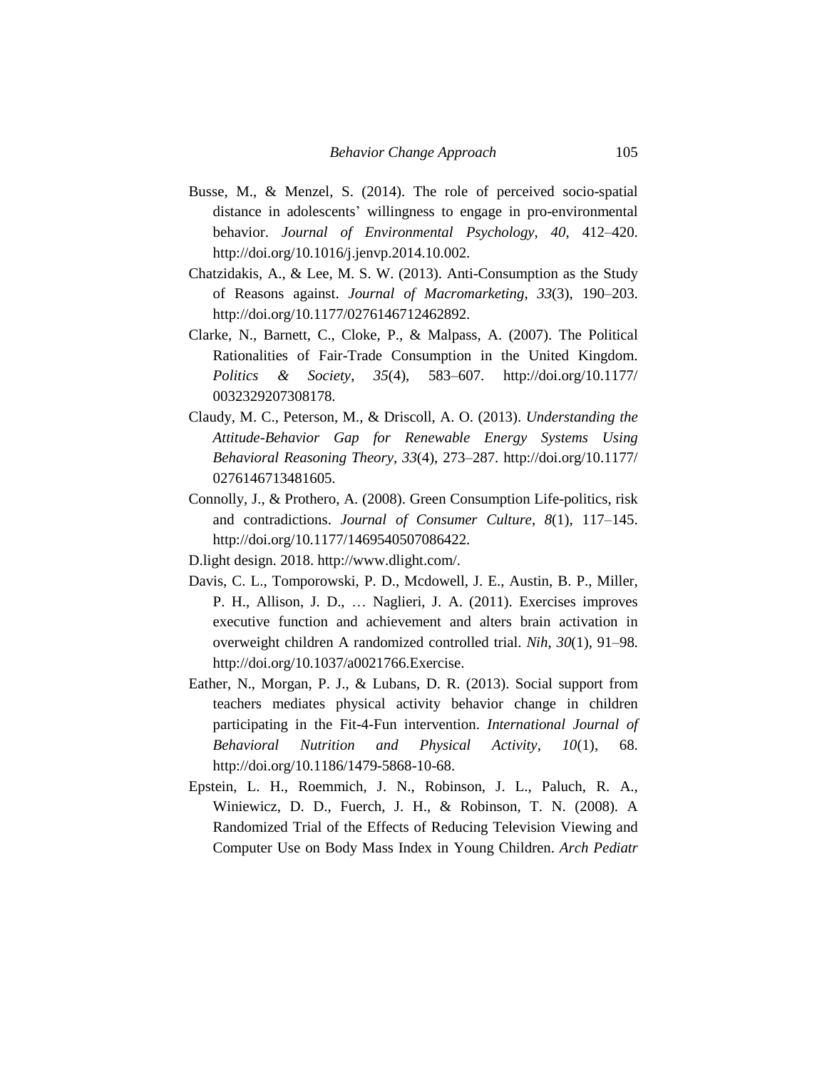Busse, M., & Menzel, S. (2014). The role of perceived socio-spatial distance in adolescents' willingness to engage in pro-environmental behavior. *Journal of Environmental Psychology*, *40*, 412–420. http://doi.org/10.1016/j.jenvp.2014.10.002.

Chatzidakis, A., & Lee, M. S. W. (2013). Anti-Consumption as the Study of Reasons against. *Journal of Macromarketing*, *33*(3), 190–203. http://doi.org/10.1177/0276146712462892.

Clarke, N., Barnett, C., Cloke, P., & Malpass, A. (2007). The Political Rationalities of Fair-Trade Consumption in the United Kingdom. *Politics & Society*, *35*(4), 583–607. http://doi.org/10.1177/0032329207308178.

Claudy, M. C., Peterson, M., & Driscoll, A. O. (2013). *Understanding the Attitude-Behavior Gap for Renewable Energy Systems Using Behavioral Reasoning Theory*, *33*(4), 273–287. http://doi.org/10.1177/0276146713481605.

Connolly, J., & Prothero, A. (2008). Green Consumption Life-politics, risk and contradictions. *Journal of Consumer Culture*, *8*(1), 117–145. http://doi.org/10.1177/1469540507086422.

D.light design. 2018. http://www.dlight.com/.

Davis, C. L., Tomporowski, P. D., Mcdowell, J. E., Austin, B. P., Miller, P. H., Allison, J. D., … Naglieri, J. A. (2011). Exercises improves executive function and achievement and alters brain activation in overweight children A randomized controlled trial. *Nih*, *30*(1), 91–98. http://doi.org/10.1037/a0021766.Exercise.

Eather, N., Morgan, P. J., & Lubans, D. R. (2013). Social support from teachers mediates physical activity behavior change in children participating in the Fit-4-Fun intervention. *International Journal of Behavioral Nutrition and Physical Activity*, *10*(1), 68. http://doi.org/10.1186/1479-5868-10-68.

Epstein, L. H., Roemmich, J. N., Robinson, J. L., Paluch, R. A., Winiewicz, D. D., Fuerch, J. H., & Robinson, T. N. (2008). A Randomized Trial of the Effects of Reducing Television Viewing and Computer Use on Body Mass Index in Young Children. *Arch Pediatr*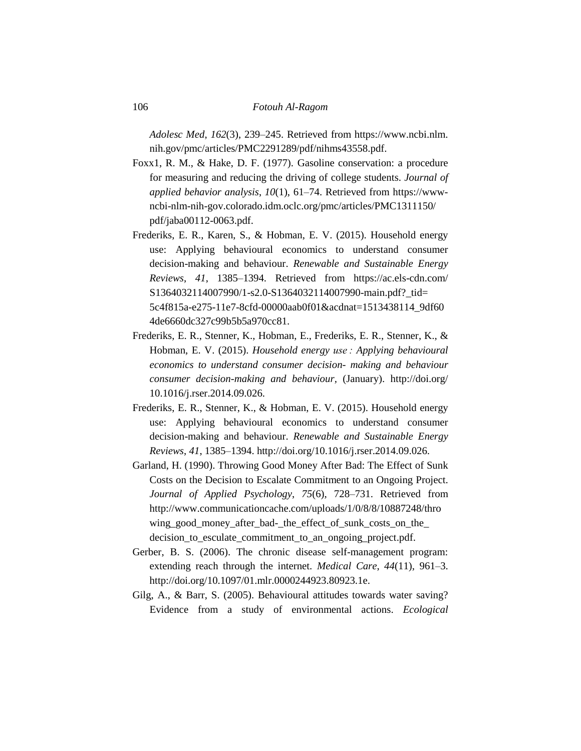*Adolesc Med*, *162*(3), 239–245. Retrieved from https://www.ncbi.nlm.nih.gov/pmc/articles/PMC2291289/pdf/nihms43558.pdf.

Foxx1, R. M., & Hake, D. F. (1977). Gasoline conservation: a procedure for measuring and reducing the driving of college students. *Journal of applied behavior analysis*, *10*(1), 61–74. Retrieved from https://www-ncbi-nlm-nih-gov.colorado.idm.oclc.org/pmc/articles/PMC1311150/pdf/jaba00112-0063.pdf.

Frederiks, E. R., Karen, S., & Hobman, E. V. (2015). Household energy use: Applying behavioural economics to understand consumer decision-making and behaviour. *Renewable and Sustainable Energy Reviews*, *41*, 1385–1394. Retrieved from https://ac.els-cdn.com/S1364032114007990/1-s2.0-S1364032114007990-main.pdf?_tid=5c4f815a-e275-11e7-8cfd-00000aab0f01&acdnat=1513438114_9df604de6660dc327c99b5b5a970cc81.

Frederiks, E. R., Stenner, K., Hobman, E., Frederiks, E. R., Stenner, K., & Hobman, E. V. (2015). *Household energy use : Applying behavioural economics to understand consumer decision- making and behaviour consumer decision-making and behaviour*, (January). http://doi.org/10.1016/j.rser.2014.09.026.

Frederiks, E. R., Stenner, K., & Hobman, E. V. (2015). Household energy use: Applying behavioural economics to understand consumer decision-making and behaviour. *Renewable and Sustainable Energy Reviews*, *41*, 1385–1394. http://doi.org/10.1016/j.rser.2014.09.026.

Garland, H. (1990). Throwing Good Money After Bad: The Effect of Sunk Costs on the Decision to Escalate Commitment to an Ongoing Project. *Journal of Applied Psychology*, *75*(6), 728–731. Retrieved from http://www.communicationcache.com/uploads/1/0/8/8/10887248/throwing_good_money_after_bad-_the_effect_of_sunk_costs_on_the_decision_to_esculate_commitment_to_an_ongoing_project.pdf.

Gerber, B. S. (2006). The chronic disease self-management program: extending reach through the internet. *Medical Care*, *44*(11), 961–3. http://doi.org/10.1097/01.mlr.0000244923.80923.1e.

Gilg, A., & Barr, S. (2005). Behavioural attitudes towards water saving? Evidence from a study of environmental actions. *Ecological*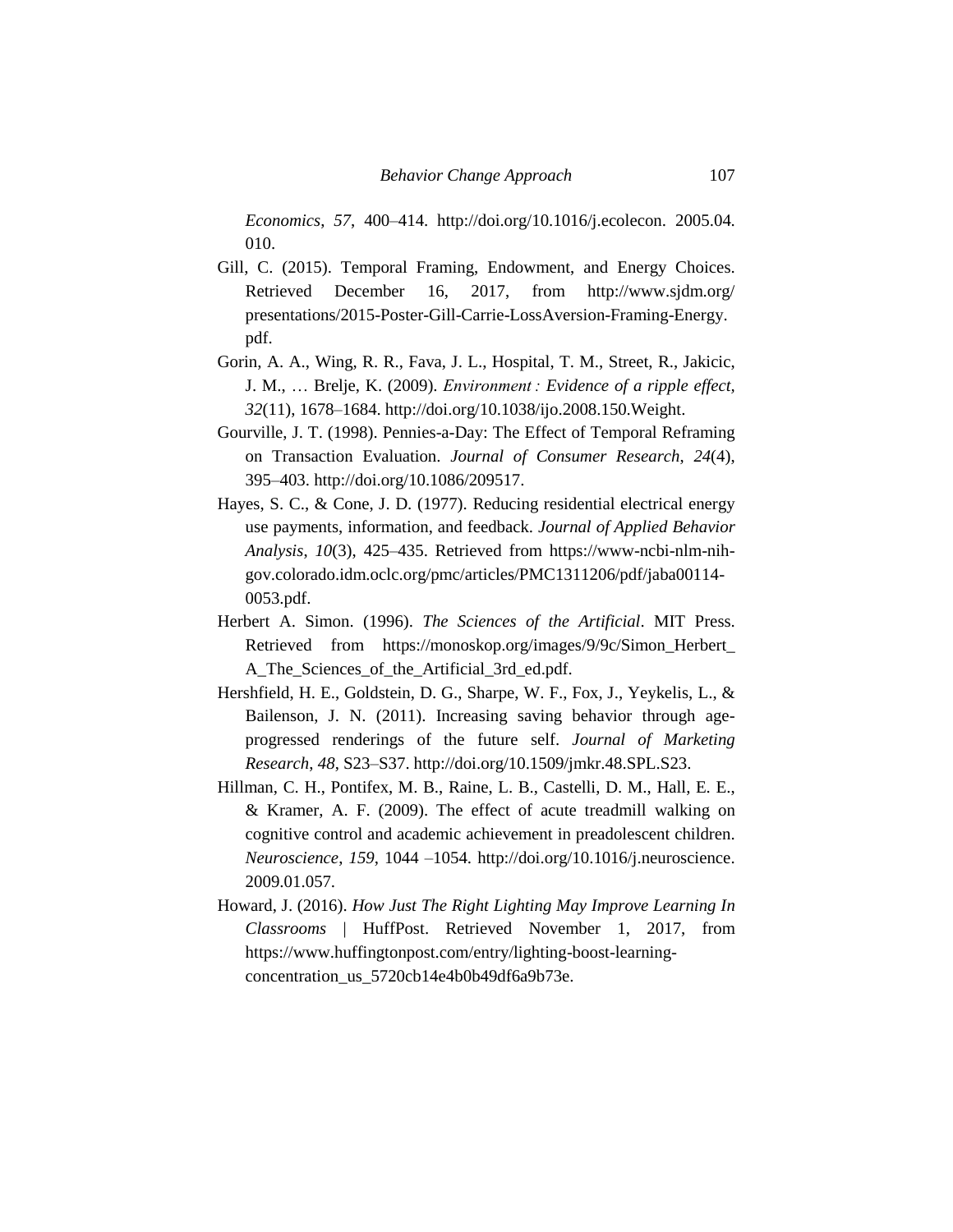*Economics*, *57*, 400–414. http://doi.org/10.1016/j.ecolecon. 2005.04. 010.

Gill, C. (2015). Temporal Framing, Endowment, and Energy Choices. Retrieved December 16, 2017, from http://www.sjdm.org/ presentations/2015-Poster-Gill-Carrie-LossAversion-Framing-Energy. pdf.

Gorin, A. A., Wing, R. R., Fava, J. L., Hospital, T. M., Street, R., Jakicic, J. M., … Brelje, K. (2009). *Environment : Evidence of a ripple effect, 32*(11), 1678–1684. http://doi.org/10.1038/ijo.2008.150.Weight.

Gourville, J. T. (1998). Pennies-a-Day: The Effect of Temporal Reframing on Transaction Evaluation. *Journal of Consumer Research*, *24*(4), 395–403. http://doi.org/10.1086/209517.

Hayes, S. C., & Cone, J. D. (1977). Reducing residential electrical energy use payments, information, and feedback. *Journal of Applied Behavior Analysis*, *10*(3), 425–435. Retrieved from https://www-ncbi-nlm-nih-gov.colorado.idm.oclc.org/pmc/articles/PMC1311206/pdf/jaba00114-0053.pdf.

Herbert A. Simon. (1996). *The Sciences of the Artificial*. MIT Press. Retrieved from https://monoskop.org/images/9/9c/Simon_Herbert_A_The_Sciences_of_the_Artificial_3rd_ed.pdf.

Hershfield, H. E., Goldstein, D. G., Sharpe, W. F., Fox, J., Yeykelis, L., & Bailenson, J. N. (2011). Increasing saving behavior through age-progressed renderings of the future self. *Journal of Marketing Research*, *48*, S23–S37. http://doi.org/10.1509/jmkr.48.SPL.S23.

Hillman, C. H., Pontifex, M. B., Raine, L. B., Castelli, D. M., Hall, E. E., & Kramer, A. F. (2009). The effect of acute treadmill walking on cognitive control and academic achievement in preadolescent children. *Neuroscience*, *159*, 1044 –1054. http://doi.org/10.1016/j.neuroscience. 2009.01.057.

Howard, J. (2016). *How Just The Right Lighting May Improve Learning In Classrooms* | HuffPost. Retrieved November 1, 2017, from https://www.huffingtonpost.com/entry/lighting-boost-learning-concentration_us_5720cb14e4b0b49df6a9b73e.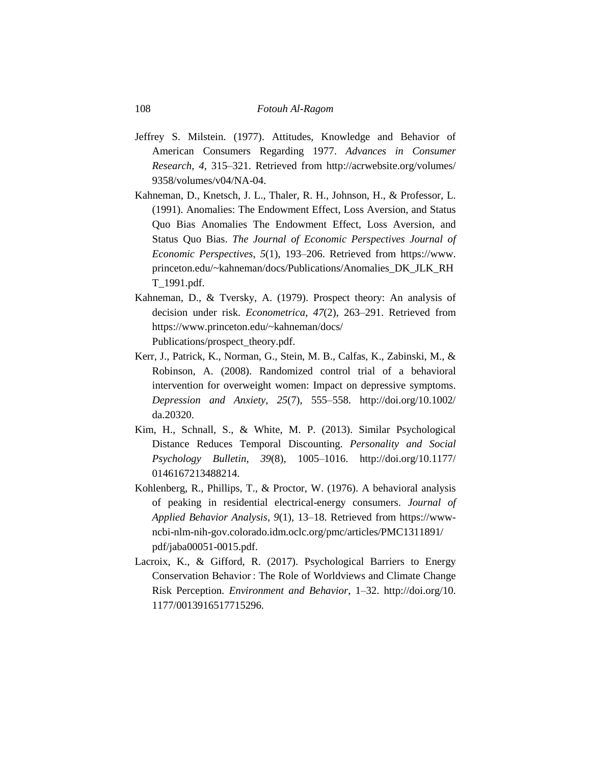Jeffrey S. Milstein. (1977). Attitudes, Knowledge and Behavior of American Consumers Regarding 1977. *Advances in Consumer Research*, *4*, 315–321. Retrieved from http://acrwebsite.org/volumes/9358/volumes/v04/NA-04.

Kahneman, D., Knetsch, J. L., Thaler, R. H., Johnson, H., & Professor, L. (1991). Anomalies: The Endowment Effect, Loss Aversion, and Status Quo Bias Anomalies The Endowment Effect, Loss Aversion, and Status Quo Bias. *The Journal of Economic Perspectives Journal of Economic Perspectives*, *5*(1), 193–206. Retrieved from https://www.princeton.edu/~kahneman/docs/Publications/Anomalies_DK_JLK_RHT_1991.pdf.

Kahneman, D., & Tversky, A. (1979). Prospect theory: An analysis of decision under risk. *Econometrica*, *47*(2), 263–291. Retrieved from https://www.princeton.edu/~kahneman/docs/Publications/prospect_theory.pdf.

Kerr, J., Patrick, K., Norman, G., Stein, M. B., Calfas, K., Zabinski, M., & Robinson, A. (2008). Randomized control trial of a behavioral intervention for overweight women: Impact on depressive symptoms. *Depression and Anxiety*, *25*(7), 555–558. http://doi.org/10.1002/da.20320.

Kim, H., Schnall, S., & White, M. P. (2013). Similar Psychological Distance Reduces Temporal Discounting. *Personality and Social Psychology Bulletin*, *39*(8), 1005–1016. http://doi.org/10.1177/0146167213488214.

Kohlenberg, R., Phillips, T., & Proctor, W. (1976). A behavioral analysis of peaking in residential electrical-energy consumers. *Journal of Applied Behavior Analysis*, *9*(1), 13–18. Retrieved from https://www-ncbi-nlm-nih-gov.colorado.idm.oclc.org/pmc/articles/PMC1311891/pdf/jaba00051-0015.pdf.

Lacroix, K., & Gifford, R. (2017). Psychological Barriers to Energy Conservation Behavior : The Role of Worldviews and Climate Change Risk Perception. *Environment and Behavior*, 1–32. http://doi.org/10.1177/0013916517715296.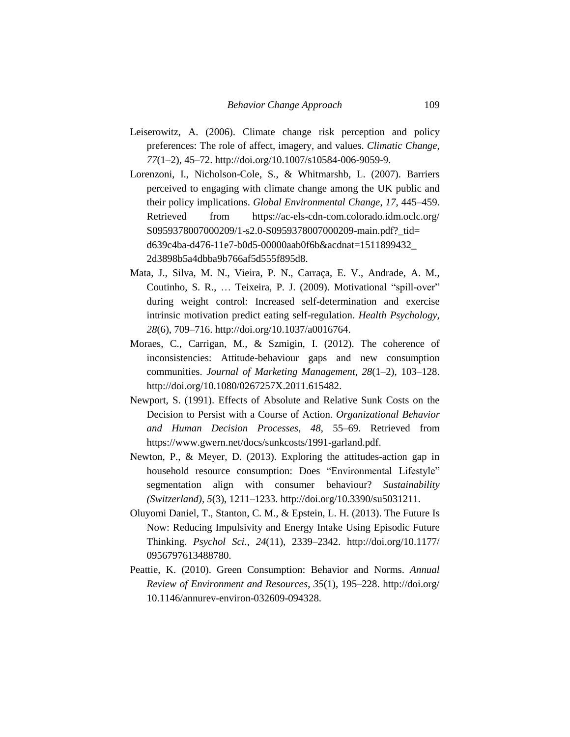Leiserowitz, A. (2006). Climate change risk perception and policy preferences: The role of affect, imagery, and values. *Climatic Change*, *77*(1–2), 45–72. http://doi.org/10.1007/s10584-006-9059-9.

Lorenzoni, I., Nicholson-Cole, S., & Whitmarshb, L. (2007). Barriers perceived to engaging with climate change among the UK public and their policy implications. *Global Environmental Change*, *17*, 445–459. Retrieved from https://ac-els-cdn-com.colorado.idm.oclc.org/S0959378007000209/1-s2.0-S0959378007000209-main.pdf?_tid=d639c4ba-d476-11e7-b0d5-00000aab0f6b&acdnat=1511899432_2d3898b5a4dbba9b766af5d555f895d8.

Mata, J., Silva, M. N., Vieira, P. N., Carraça, E. V., Andrade, A. M., Coutinho, S. R., … Teixeira, P. J. (2009). Motivational "spill-over" during weight control: Increased self-determination and exercise intrinsic motivation predict eating self-regulation. *Health Psychology*, *28*(6), 709–716. http://doi.org/10.1037/a0016764.

Moraes, C., Carrigan, M., & Szmigin, I. (2012). The coherence of inconsistencies: Attitude-behaviour gaps and new consumption communities. *Journal of Marketing Management*, *28*(1–2), 103–128. http://doi.org/10.1080/0267257X.2011.615482.

Newport, S. (1991). Effects of Absolute and Relative Sunk Costs on the Decision to Persist with a Course of Action. *Organizational Behavior and Human Decision Processes*, *48*, 55–69. Retrieved from https://www.gwern.net/docs/sunkcosts/1991-garland.pdf.

Newton, P., & Meyer, D. (2013). Exploring the attitudes-action gap in household resource consumption: Does "Environmental Lifestyle" segmentation align with consumer behaviour? *Sustainability (Switzerland)*, *5*(3), 1211–1233. http://doi.org/10.3390/su5031211.

Oluyomi Daniel, T., Stanton, C. M., & Epstein, L. H. (2013). The Future Is Now: Reducing Impulsivity and Energy Intake Using Episodic Future Thinking. *Psychol Sci.*, *24*(11), 2339–2342. http://doi.org/10.1177/0956797613488780.

Peattie, K. (2010). Green Consumption: Behavior and Norms. *Annual Review of Environment and Resources*, *35*(1), 195–228. http://doi.org/10.1146/annurev-environ-032609-094328.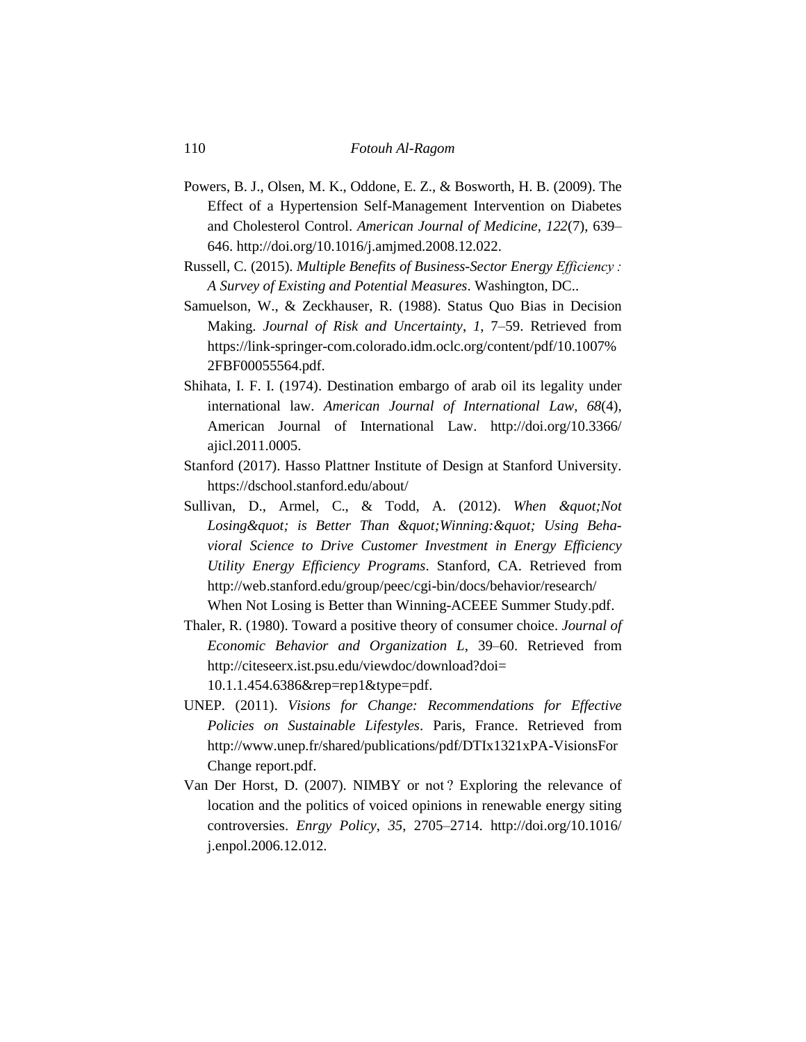Powers, B. J., Olsen, M. K., Oddone, E. Z., & Bosworth, H. B. (2009). The Effect of a Hypertension Self-Management Intervention on Diabetes and Cholesterol Control. *American Journal of Medicine*, *122*(7), 639–646. http://doi.org/10.1016/j.amjmed.2008.12.022.

Russell, C. (2015). *Multiple Benefits of Business-Sector Energy Efficiency : A Survey of Existing and Potential Measures*. Washington, DC..

Samuelson, W., & Zeckhauser, R. (1988). Status Quo Bias in Decision Making. *Journal of Risk and Uncertainty*, *1*, 7–59. Retrieved from https://link-springer-com.colorado.idm.oclc.org/content/pdf/10.1007%2FBF00055564.pdf.

Shihata, I. F. I. (1974). Destination embargo of arab oil its legality under international law. *American Journal of International Law*, *68*(4), American Journal of International Law. http://doi.org/10.3366/ajicl.2011.0005.

Stanford (2017). Hasso Plattner Institute of Design at Stanford University. https://dschool.stanford.edu/about/

Sullivan, D., Armel, C., & Todd, A. (2012). *When &quot;Not Losing&quot; is Better Than &quot;Winning:&quot; Using Behavioral Science to Drive Customer Investment in Energy Efficiency Utility Energy Efficiency Programs*. Stanford, CA. Retrieved from http://web.stanford.edu/group/peec/cgi-bin/docs/behavior/research/When Not Losing is Better than Winning-ACEEE Summer Study.pdf.

Thaler, R. (1980). Toward a positive theory of consumer choice. *Journal of Economic Behavior and Organization L*, 39–60. Retrieved from http://citeseerx.ist.psu.edu/viewdoc/download?doi=10.1.1.454.6386&rep=rep1&type=pdf.

UNEP. (2011). *Visions for Change: Recommendations for Effective Policies on Sustainable Lifestyles*. Paris, France. Retrieved from http://www.unep.fr/shared/publications/pdf/DTIx1321xPA-VisionsFor Change report.pdf.

Van Der Horst, D. (2007). NIMBY or not ? Exploring the relevance of location and the politics of voiced opinions in renewable energy siting controversies. *Enrgy Policy*, *35*, 2705–2714. http://doi.org/10.1016/j.enpol.2006.12.012.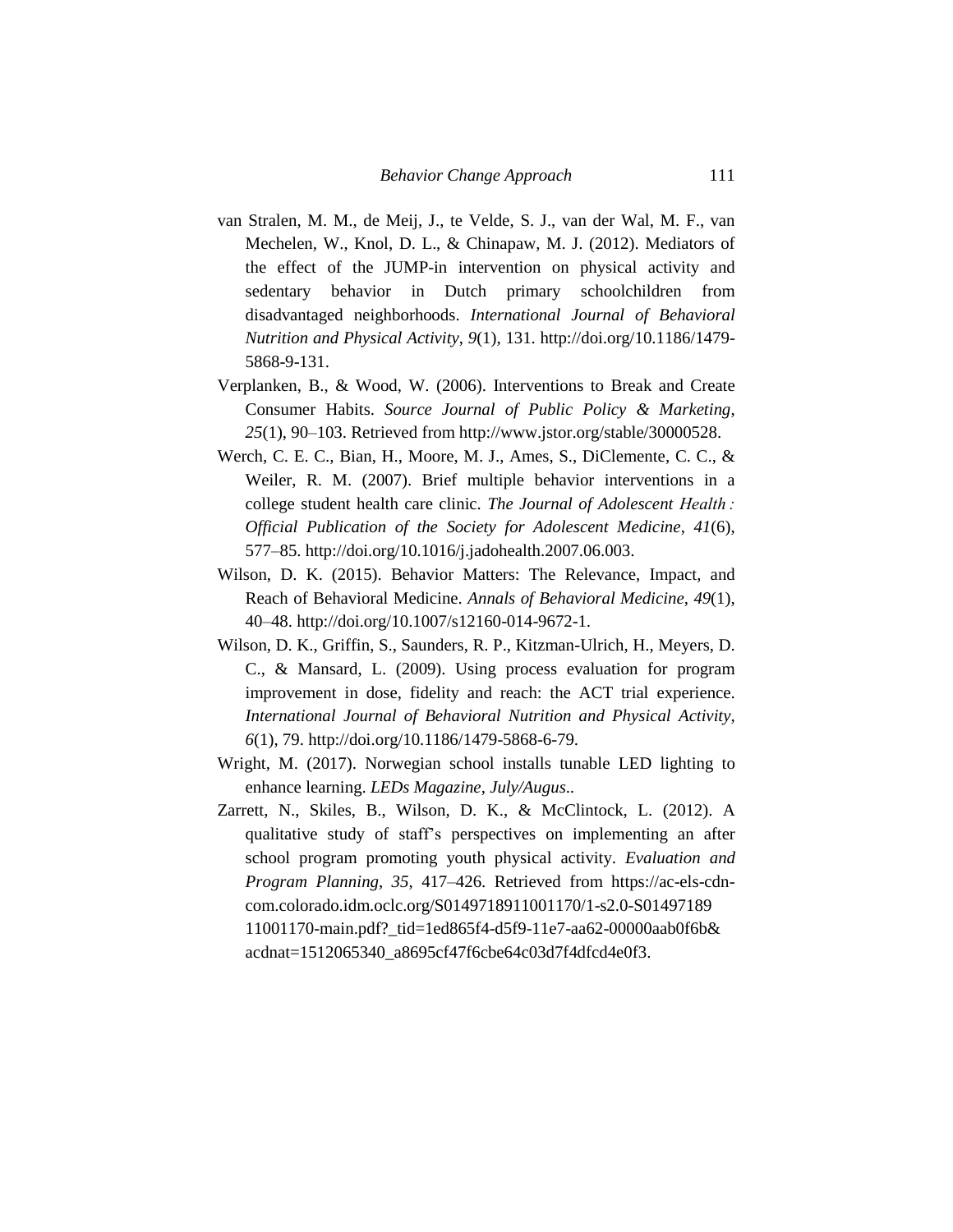van Stralen, M. M., de Meij, J., te Velde, S. J., van der Wal, M. F., van Mechelen, W., Knol, D. L., & Chinapaw, M. J. (2012). Mediators of the effect of the JUMP-in intervention on physical activity and sedentary behavior in Dutch primary schoolchildren from disadvantaged neighborhoods. *International Journal of Behavioral Nutrition and Physical Activity*, *9*(1), 131. http://doi.org/10.1186/1479-5868-9-131.

Verplanken, B., & Wood, W. (2006). Interventions to Break and Create Consumer Habits. *Source Journal of Public Policy & Marketing*, *25*(1), 90–103. Retrieved from http://www.jstor.org/stable/30000528.

Werch, C. E. C., Bian, H., Moore, M. J., Ames, S., DiClemente, C. C., & Weiler, R. M. (2007). Brief multiple behavior interventions in a college student health care clinic. *The Journal of Adolescent Health : Official Publication of the Society for Adolescent Medicine*, *41*(6), 577–85. http://doi.org/10.1016/j.jadohealth.2007.06.003.

Wilson, D. K. (2015). Behavior Matters: The Relevance, Impact, and Reach of Behavioral Medicine. *Annals of Behavioral Medicine*, *49*(1), 40–48. http://doi.org/10.1007/s12160-014-9672-1.

Wilson, D. K., Griffin, S., Saunders, R. P., Kitzman-Ulrich, H., Meyers, D. C., & Mansard, L. (2009). Using process evaluation for program improvement in dose, fidelity and reach: the ACT trial experience. *International Journal of Behavioral Nutrition and Physical Activity*, *6*(1), 79. http://doi.org/10.1186/1479-5868-6-79.

Wright, M. (2017). Norwegian school installs tunable LED lighting to enhance learning. *LEDs Magazine*, *July/Augus*..

Zarrett, N., Skiles, B., Wilson, D. K., & McClintock, L. (2012). A qualitative study of staff's perspectives on implementing an after school program promoting youth physical activity. *Evaluation and Program Planning*, *35*, 417–426. Retrieved from https://ac-els-cdn-com.colorado.idm.oclc.org/S0149718911001170/1-s2.0-S01497189 11001170-main.pdf?_tid=1ed865f4-d5f9-11e7-aa62-00000aab0f6b& acdnat=1512065340_a8695cf47f6cbe64c03d7f4dfcd4e0f3.